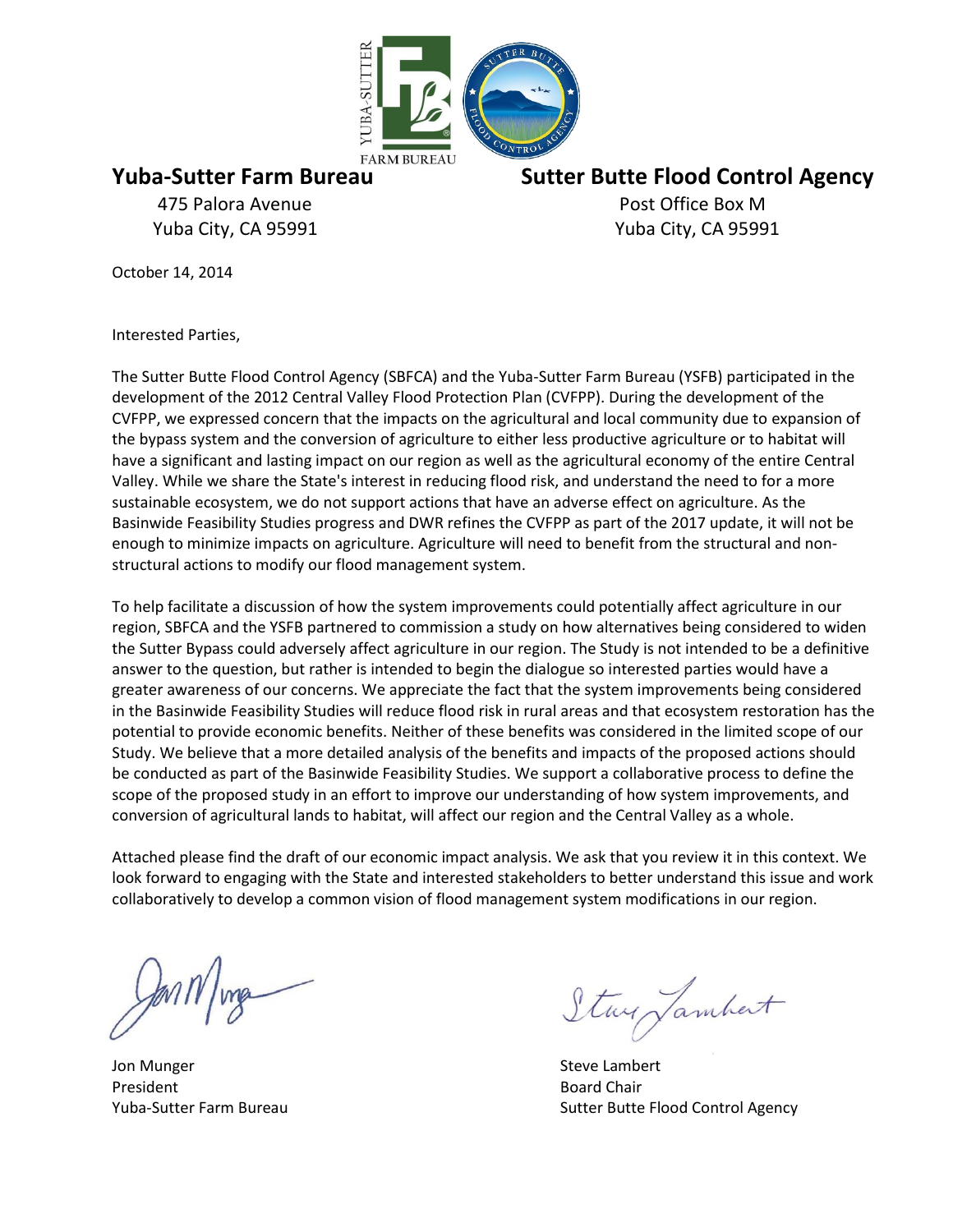**Yuba-Sutter Farm Bureau**
475 Palora Avenue
Yuba City, CA 95991

**Sutter Butte Flood Control Agency**
Post Office Box M
Yuba City, CA 95991

October 14, 2014

Interested Parties,

The Sutter Butte Flood Control Agency (SBFCA) and the Yuba-Sutter Farm Bureau (YSFB) participated in the development of the 2012 Central Valley Flood Protection Plan (CVFPP). During the development of the CVFPP, we expressed concern that the impacts on the agricultural and local community due to expansion of the bypass system and the conversion of agriculture to either less productive agriculture or to habitat will have a significant and lasting impact on our region as well as the agricultural economy of the entire Central Valley. While we share the State's interest in reducing flood risk, and understand the need to for a more sustainable ecosystem, we do not support actions that have an adverse effect on agriculture. As the Basinwide Feasibility Studies progress and DWR refines the CVFPP as part of the 2017 update, it will not be enough to minimize impacts on agriculture. Agriculture will need to benefit from the structural and non-structural actions to modify our flood management system.

To help facilitate a discussion of how the system improvements could potentially affect agriculture in our region, SBFCA and the YSFB partnered to commission a study on how alternatives being considered to widen the Sutter Bypass could adversely affect agriculture in our region. The Study is not intended to be a definitive answer to the question, but rather is intended to begin the dialogue so interested parties would have a greater awareness of our concerns. We appreciate the fact that the system improvements being considered in the Basinwide Feasibility Studies will reduce flood risk in rural areas and that ecosystem restoration has the potential to provide economic benefits. Neither of these benefits was considered in the limited scope of our Study. We believe that a more detailed analysis of the benefits and impacts of the proposed actions should be conducted as part of the Basinwide Feasibility Studies. We support a collaborative process to define the scope of the proposed study in an effort to improve our understanding of how system improvements, and conversion of agricultural lands to habitat, will affect our region and the Central Valley as a whole.

Attached please find the draft of our economic impact analysis. We ask that you review it in this context. We look forward to engaging with the State and interested stakeholders to better understand this issue and work collaboratively to develop a common vision of flood management system modifications in our region.

Jon Munger
President
Yuba-Sutter Farm Bureau

Steve Lambert
Board Chair
Sutter Butte Flood Control Agency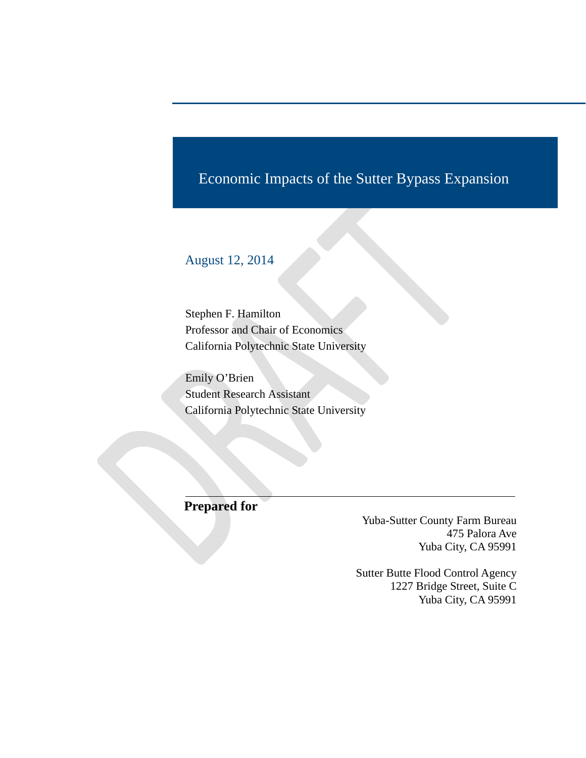# Economic Impacts of the Sutter Bypass Expansion

August 12, 2014

Stephen F. Hamilton
Professor and Chair of Economics
California Polytechnic State University

Emily O'Brien
Student Research Assistant
California Polytechnic State University

**Prepared for**

Yuba-Sutter County Farm Bureau
475 Palora Ave
Yuba City, CA 95991

Sutter Butte Flood Control Agency
1227 Bridge Street, Suite C
Yuba City, CA 95991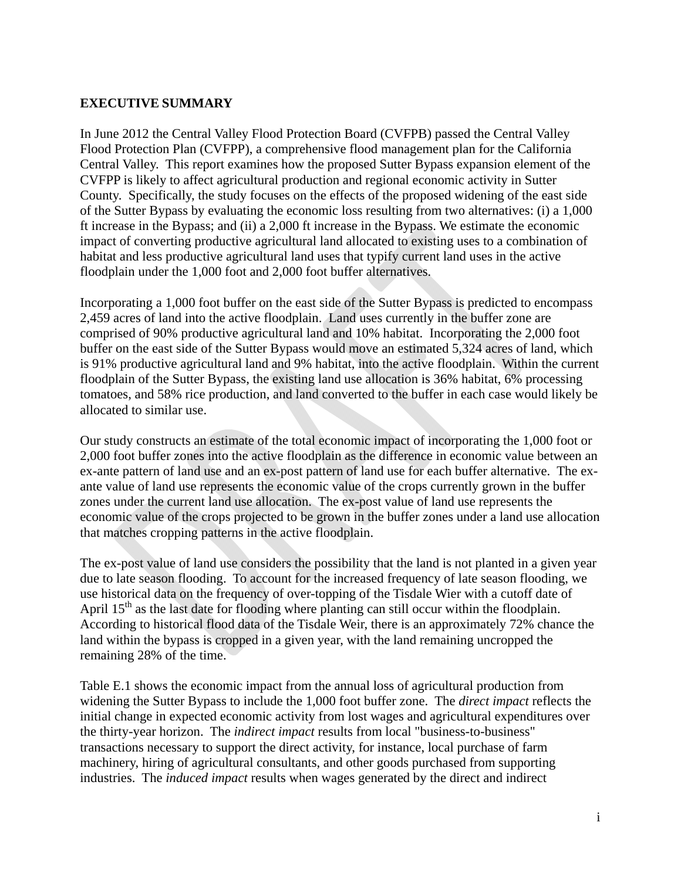**EXECUTIVE SUMMARY**

In June 2012 the Central Valley Flood Protection Board (CVFPB) passed the Central Valley Flood Protection Plan (CVFPP), a comprehensive flood management plan for the California Central Valley. This report examines how the proposed Sutter Bypass expansion element of the CVFPP is likely to affect agricultural production and regional economic activity in Sutter County. Specifically, the study focuses on the effects of the proposed widening of the east side of the Sutter Bypass by evaluating the economic loss resulting from two alternatives: (i) a 1,000 ft increase in the Bypass; and (ii) a 2,000 ft increase in the Bypass. We estimate the economic impact of converting productive agricultural land allocated to existing uses to a combination of habitat and less productive agricultural land uses that typify current land uses in the active floodplain under the 1,000 foot and 2,000 foot buffer alternatives.

Incorporating a 1,000 foot buffer on the east side of the Sutter Bypass is predicted to encompass 2,459 acres of land into the active floodplain. Land uses currently in the buffer zone are comprised of 90% productive agricultural land and 10% habitat. Incorporating the 2,000 foot buffer on the east side of the Sutter Bypass would move an estimated 5,324 acres of land, which is 91% productive agricultural land and 9% habitat, into the active floodplain. Within the current floodplain of the Sutter Bypass, the existing land use allocation is 36% habitat, 6% processing tomatoes, and 58% rice production, and land converted to the buffer in each case would likely be allocated to similar use.

Our study constructs an estimate of the total economic impact of incorporating the 1,000 foot or 2,000 foot buffer zones into the active floodplain as the difference in economic value between an ex-ante pattern of land use and an ex-post pattern of land use for each buffer alternative. The ex-ante value of land use represents the economic value of the crops currently grown in the buffer zones under the current land use allocation. The ex-post value of land use represents the economic value of the crops projected to be grown in the buffer zones under a land use allocation that matches cropping patterns in the active floodplain.

The ex-post value of land use considers the possibility that the land is not planted in a given year due to late season flooding. To account for the increased frequency of late season flooding, we use historical data on the frequency of over-topping of the Tisdale Wier with a cutoff date of April 15th as the last date for flooding where planting can still occur within the floodplain. According to historical flood data of the Tisdale Weir, there is an approximately 72% chance the land within the bypass is cropped in a given year, with the land remaining uncropped the remaining 28% of the time.

Table E.1 shows the economic impact from the annual loss of agricultural production from widening the Sutter Bypass to include the 1,000 foot buffer zone. The *direct impact* reflects the initial change in expected economic activity from lost wages and agricultural expenditures over the thirty-year horizon. The *indirect impact* results from local "business-to-business" transactions necessary to support the direct activity, for instance, local purchase of farm machinery, hiring of agricultural consultants, and other goods purchased from supporting industries. The *induced impact* results when wages generated by the direct and indirect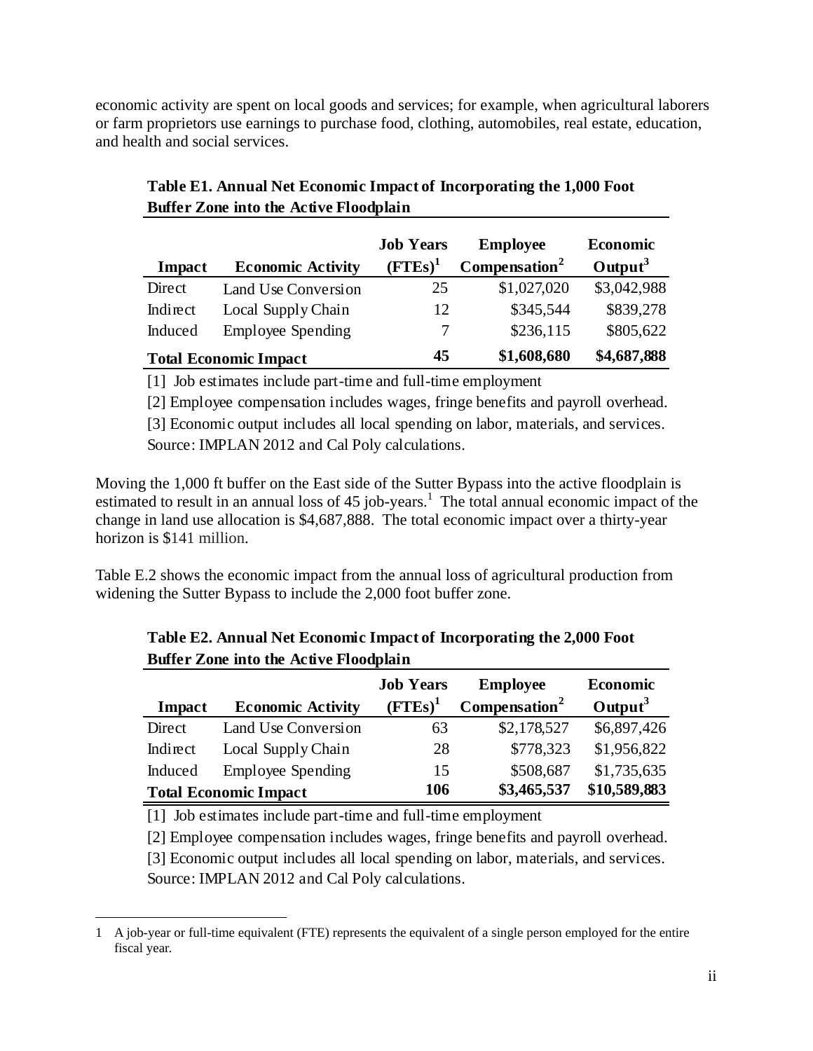economic activity are spent on local goods and services; for example, when agricultural laborers or farm proprietors use earnings to purchase food, clothing, automobiles, real estate, education, and health and social services.

**Table E1. Annual Net Economic Impact of Incorporating the 1,000 Foot Buffer Zone into the Active Floodplain**

| Impact | Economic Activity | Job Years (FTEs)[1] | Employee Compensation[2] | Economic Output[3] |
|---|---|---|---|---|
| Direct | Land Use Conversion | 25 | $1,027,020 | $3,042,988 |
| Indirect | Local Supply Chain | 12 | $345,544 | $839,278 |
| Induced | Employee Spending | 7 | $236,115 | $805,622 |
| **Total Economic Impact** | | **45** | **$1,608,680** | **$4,687,888** |

[1] Job estimates include part-time and full-time employment

[2] Employee compensation includes wages, fringe benefits and payroll overhead.

[3] Economic output includes all local spending on labor, materials, and services.

Source: IMPLAN 2012 and Cal Poly calculations.

Moving the 1,000 ft buffer on the East side of the Sutter Bypass into the active floodplain is estimated to result in an annual loss of 45 job-years.[1] The total annual economic impact of the change in land use allocation is $4,687,888. The total economic impact over a thirty-year horizon is $141 million.

Table E.2 shows the economic impact from the annual loss of agricultural production from widening the Sutter Bypass to include the 2,000 foot buffer zone.

**Table E2. Annual Net Economic Impact of Incorporating the 2,000 Foot Buffer Zone into the Active Floodplain**

| Impact | Economic Activity | Job Years (FTEs)[1] | Employee Compensation[2] | Economic Output[3] |
|---|---|---|---|---|
| Direct | Land Use Conversion | 63 | $2,178,527 | $6,897,426 |
| Indirect | Local Supply Chain | 28 | $778,323 | $1,956,822 |
| Induced | Employee Spending | 15 | $508,687 | $1,735,635 |
| **Total Economic Impact** | | **106** | **$3,465,537** | **$10,589,883** |

[1] Job estimates include part-time and full-time employment

[2] Employee compensation includes wages, fringe benefits and payroll overhead.

[3] Economic output includes all local spending on labor, materials, and services.

Source: IMPLAN 2012 and Cal Poly calculations.

1 A job-year or full-time equivalent (FTE) represents the equivalent of a single person employed for the entire fiscal year.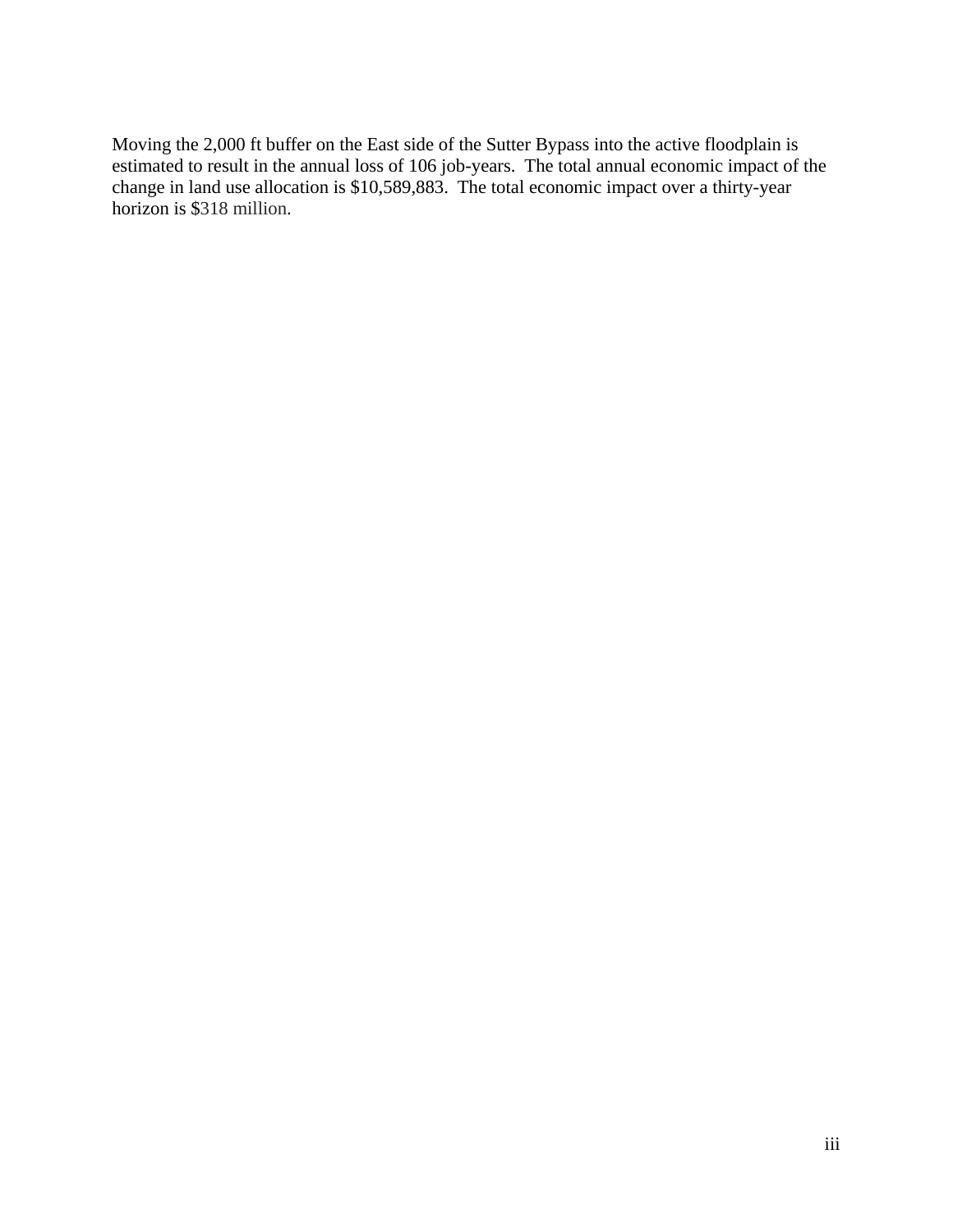Moving the 2,000 ft buffer on the East side of the Sutter Bypass into the active floodplain is estimated to result in the annual loss of 106 job-years. The total annual economic impact of the change in land use allocation is $10,589,883. The total economic impact over a thirty-year horizon is $318 million.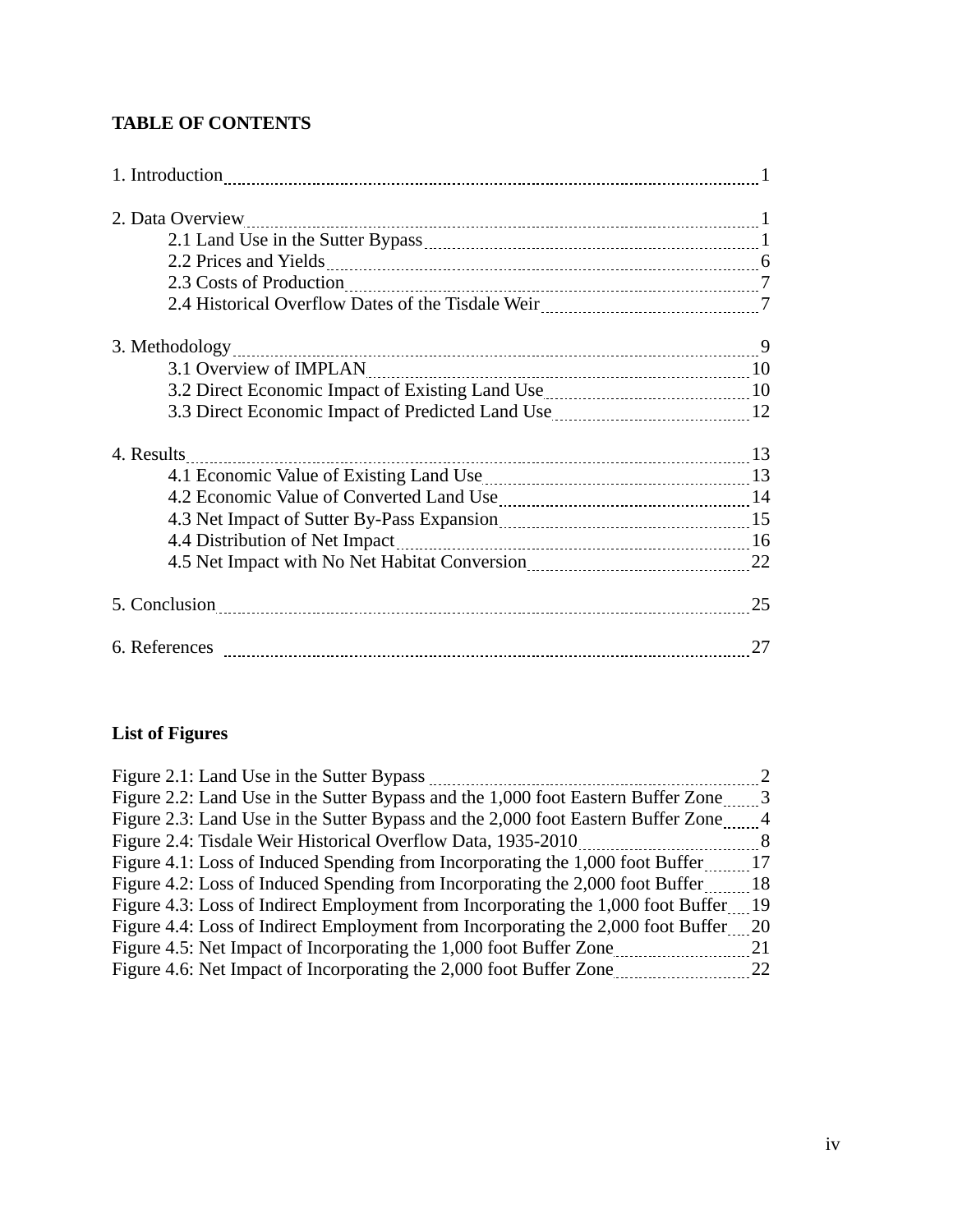**TABLE OF CONTENTS**

1. Introduction ..... 1

2. Data Overview ..... 1
   - 2.1 Land Use in the Sutter Bypass ..... 1
   - 2.2 Prices and Yields ..... 6
   - 2.3 Costs of Production ..... 7
   - 2.4 Historical Overflow Dates of the Tisdale Weir ..... 7

3. Methodology ..... 9
   - 3.1 Overview of IMPLAN ..... 10
   - 3.2 Direct Economic Impact of Existing Land Use ..... 10
   - 3.3 Direct Economic Impact of Predicted Land Use ..... 12

4. Results ..... 13
   - 4.1 Economic Value of Existing Land Use ..... 13
   - 4.2 Economic Value of Converted Land Use ..... 14
   - 4.3 Net Impact of Sutter By-Pass Expansion ..... 15
   - 4.4 Distribution of Net Impact ..... 16
   - 4.5 Net Impact with No Net Habitat Conversion ..... 22

5. Conclusion ..... 25

6. References ..... 27

**List of Figures**

Figure 2.1: Land Use in the Sutter Bypass ..... 2
Figure 2.2: Land Use in the Sutter Bypass and the 1,000 foot Eastern Buffer Zone ..... 3
Figure 2.3: Land Use in the Sutter Bypass and the 2,000 foot Eastern Buffer Zone ..... 4
Figure 2.4: Tisdale Weir Historical Overflow Data, 1935-2010 ..... 8
Figure 4.1: Loss of Induced Spending from Incorporating the 1,000 foot Buffer ..... 17
Figure 4.2: Loss of Induced Spending from Incorporating the 2,000 foot Buffer ..... 18
Figure 4.3: Loss of Indirect Employment from Incorporating the 1,000 foot Buffer ..... 19
Figure 4.4: Loss of Indirect Employment from Incorporating the 2,000 foot Buffer ..... 20
Figure 4.5: Net Impact of Incorporating the 1,000 foot Buffer Zone ..... 21
Figure 4.6: Net Impact of Incorporating the 2,000 foot Buffer Zone ..... 22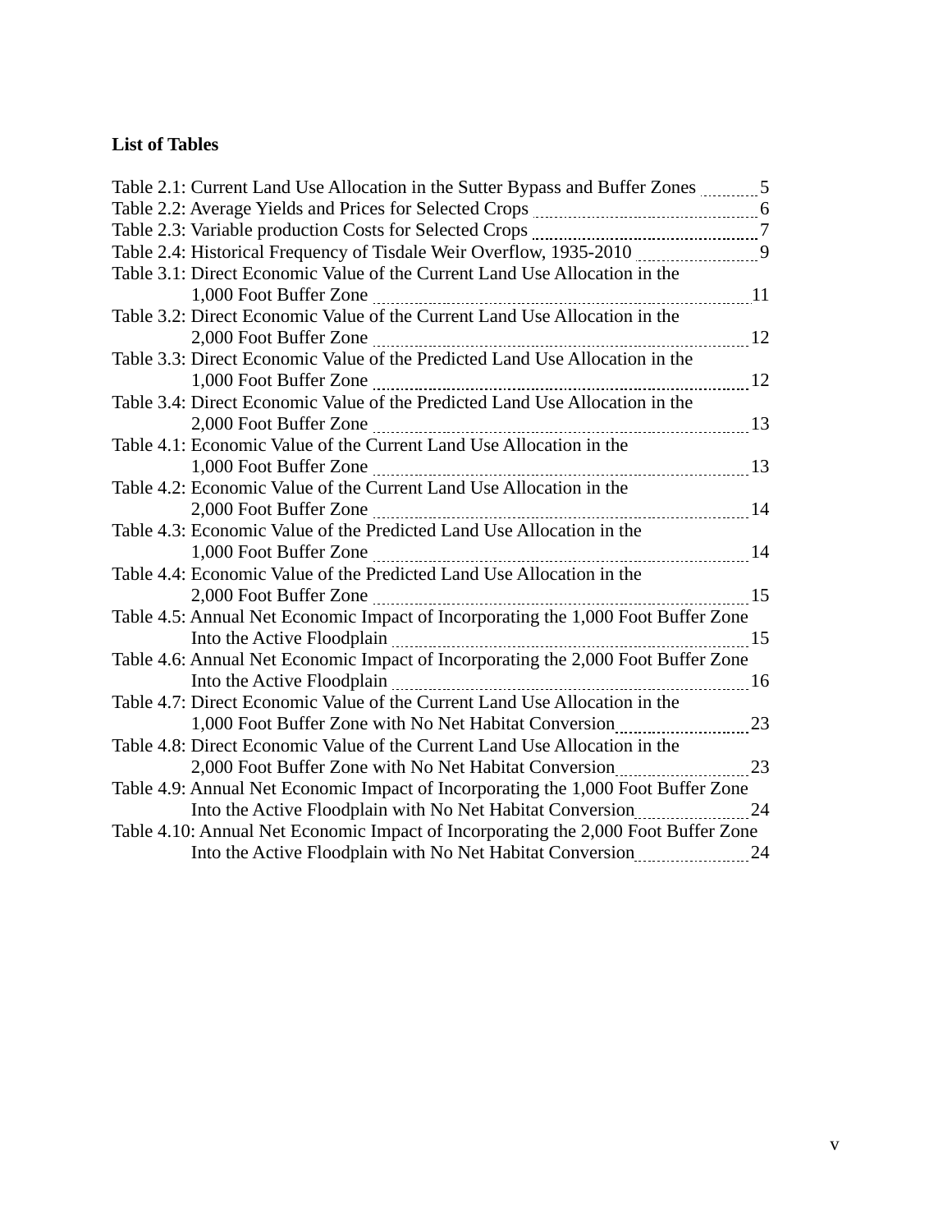**List of Tables**

Table 2.1: Current Land Use Allocation in the Sutter Bypass and Buffer Zones ........... 5

Table 2.2: Average Yields and Prices for Selected Crops ........... 6

Table 2.3: Variable production Costs for Selected Crops ........... 7

Table 2.4: Historical Frequency of Tisdale Weir Overflow, 1935-2010 ........... 9

Table 3.1: Direct Economic Value of the Current Land Use Allocation in the 1,000 Foot Buffer Zone ........... 11

Table 3.2: Direct Economic Value of the Current Land Use Allocation in the 2,000 Foot Buffer Zone ........... 12

Table 3.3: Direct Economic Value of the Predicted Land Use Allocation in the 1,000 Foot Buffer Zone ........... 12

Table 3.4: Direct Economic Value of the Predicted Land Use Allocation in the 2,000 Foot Buffer Zone ........... 13

Table 4.1: Economic Value of the Current Land Use Allocation in the 1,000 Foot Buffer Zone ........... 13

Table 4.2: Economic Value of the Current Land Use Allocation in the 2,000 Foot Buffer Zone ........... 14

Table 4.3: Economic Value of the Predicted Land Use Allocation in the 1,000 Foot Buffer Zone ........... 14

Table 4.4: Economic Value of the Predicted Land Use Allocation in the 2,000 Foot Buffer Zone ........... 15

Table 4.5: Annual Net Economic Impact of Incorporating the 1,000 Foot Buffer Zone Into the Active Floodplain ........... 15

Table 4.6: Annual Net Economic Impact of Incorporating the 2,000 Foot Buffer Zone Into the Active Floodplain ........... 16

Table 4.7: Direct Economic Value of the Current Land Use Allocation in the 1,000 Foot Buffer Zone with No Net Habitat Conversion ........... 23

Table 4.8: Direct Economic Value of the Current Land Use Allocation in the 2,000 Foot Buffer Zone with No Net Habitat Conversion ........... 23

Table 4.9: Annual Net Economic Impact of Incorporating the 1,000 Foot Buffer Zone Into the Active Floodplain with No Net Habitat Conversion ........... 24

Table 4.10: Annual Net Economic Impact of Incorporating the 2,000 Foot Buffer Zone Into the Active Floodplain with No Net Habitat Conversion ........... 24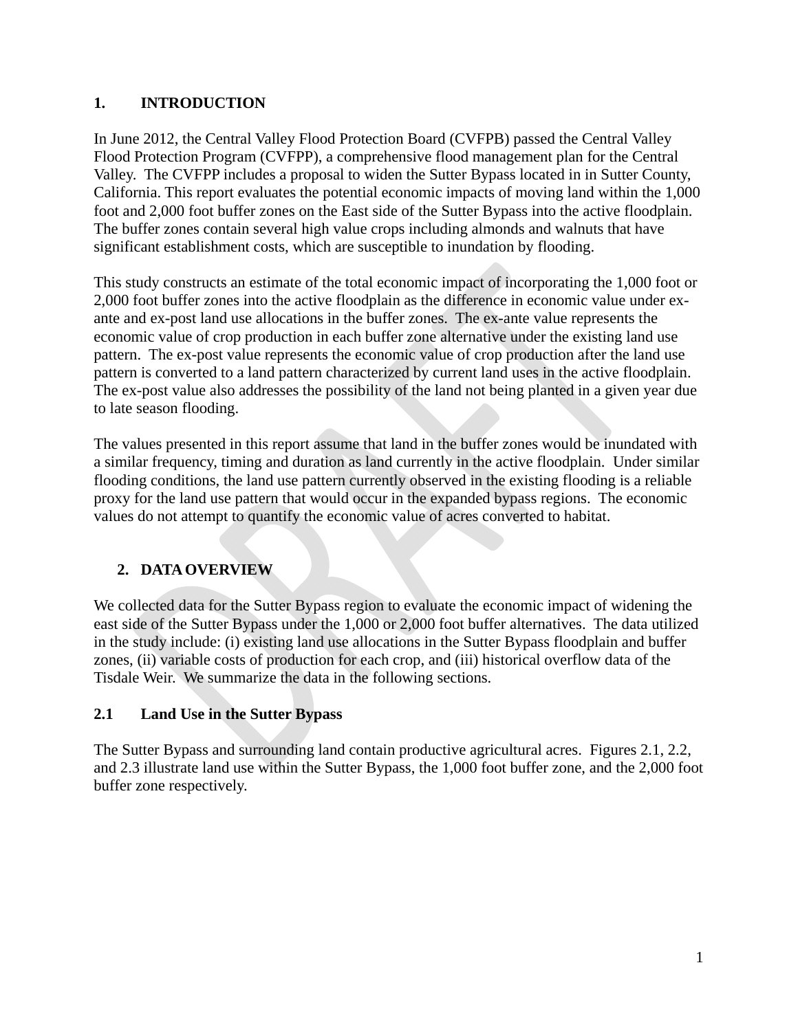# 1. INTRODUCTION

In June 2012, the Central Valley Flood Protection Board (CVFPB) passed the Central Valley Flood Protection Program (CVFPP), a comprehensive flood management plan for the Central Valley. The CVFPP includes a proposal to widen the Sutter Bypass located in in Sutter County, California. This report evaluates the potential economic impacts of moving land within the 1,000 foot and 2,000 foot buffer zones on the East side of the Sutter Bypass into the active floodplain. The buffer zones contain several high value crops including almonds and walnuts that have significant establishment costs, which are susceptible to inundation by flooding.

This study constructs an estimate of the total economic impact of incorporating the 1,000 foot or 2,000 foot buffer zones into the active floodplain as the difference in economic value under ex-ante and ex-post land use allocations in the buffer zones. The ex-ante value represents the economic value of crop production in each buffer zone alternative under the existing land use pattern. The ex-post value represents the economic value of crop production after the land use pattern is converted to a land pattern characterized by current land uses in the active floodplain. The ex-post value also addresses the possibility of the land not being planted in a given year due to late season flooding.

The values presented in this report assume that land in the buffer zones would be inundated with a similar frequency, timing and duration as land currently in the active floodplain. Under similar flooding conditions, the land use pattern currently observed in the existing flooding is a reliable proxy for the land use pattern that would occur in the expanded bypass regions. The economic values do not attempt to quantify the economic value of acres converted to habitat.

# 2. DATA OVERVIEW

We collected data for the Sutter Bypass region to evaluate the economic impact of widening the east side of the Sutter Bypass under the 1,000 or 2,000 foot buffer alternatives. The data utilized in the study include: (i) existing land use allocations in the Sutter Bypass floodplain and buffer zones, (ii) variable costs of production for each crop, and (iii) historical overflow data of the Tisdale Weir. We summarize the data in the following sections.

## 2.1 Land Use in the Sutter Bypass

The Sutter Bypass and surrounding land contain productive agricultural acres. Figures 2.1, 2.2, and 2.3 illustrate land use within the Sutter Bypass, the 1,000 foot buffer zone, and the 2,000 foot buffer zone respectively.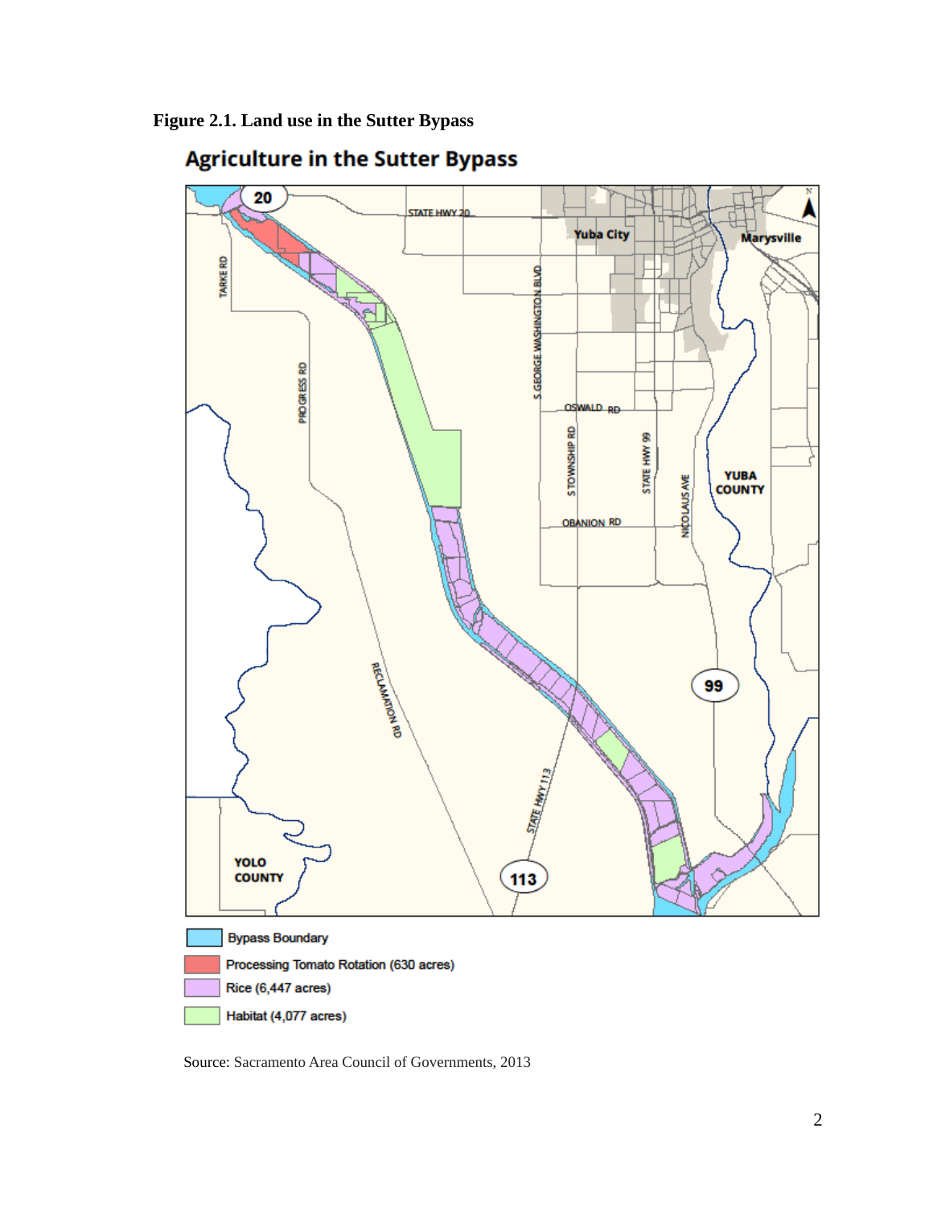**Figure 2.1. Land use in the Sutter Bypass**

## Agriculture in the Sutter Bypass

- Bypass Boundary
- Processing Tomato Rotation (630 acres)
- Rice (6,447 acres)
- Habitat (4,077 acres)

Source: Sacramento Area Council of Governments, 2013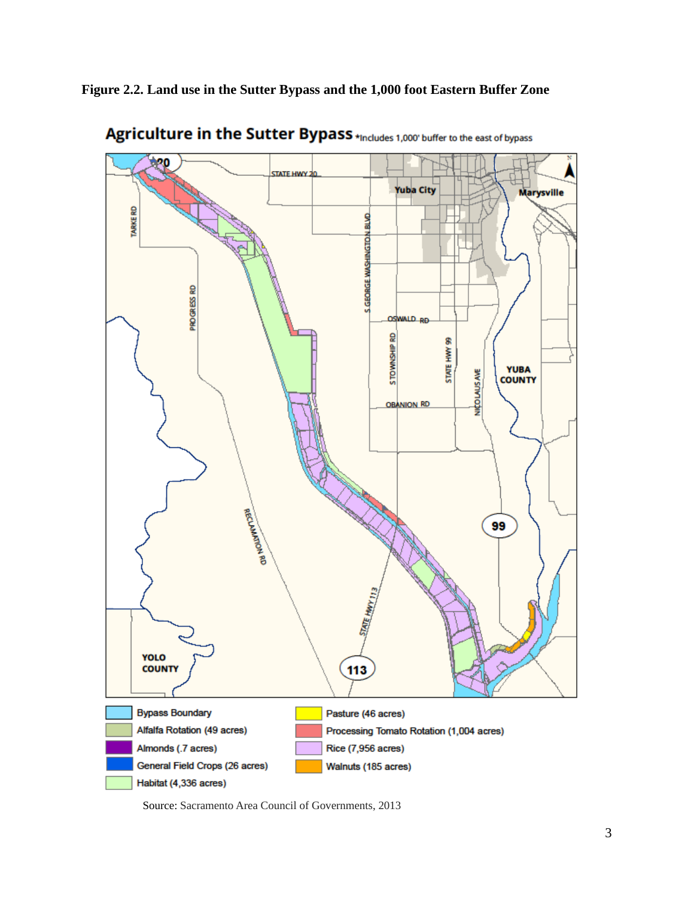**Figure 2.2. Land use in the Sutter Bypass and the 1,000 foot Eastern Buffer Zone**

## Agriculture in the Sutter Bypass *Includes 1,000' buffer to the east of bypass

- Bypass Boundary
- Alfalfa Rotation (49 acres)
- Almonds (.7 acres)
- General Field Crops (26 acres)
- Habitat (4,336 acres)
- Pasture (46 acres)
- Processing Tomato Rotation (1,004 acres)
- Rice (7,956 acres)
- Walnuts (185 acres)

Source: Sacramento Area Council of Governments, 2013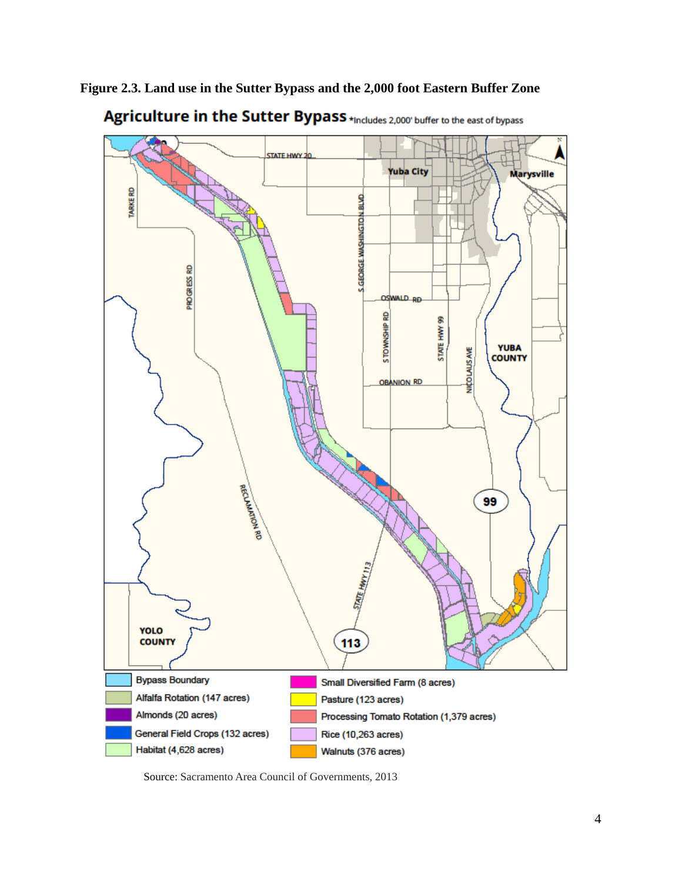**Figure 2.3. Land use in the Sutter Bypass and the 2,000 foot Eastern Buffer Zone**

**Agriculture in the Sutter Bypass** *Includes 2,000' buffer to the east of bypass

| Legend | Legend |
|---|---|
| Bypass Boundary | Small Diversified Farm (8 acres) |
| Alfalfa Rotation (147 acres) | Pasture (123 acres) |
| Almonds (20 acres) | Processing Tomato Rotation (1,379 acres) |
| General Field Crops (132 acres) | Rice (10,263 acres) |
| Habitat (4,628 acres) | Walnuts (376 acres) |

Source: Sacramento Area Council of Governments, 2013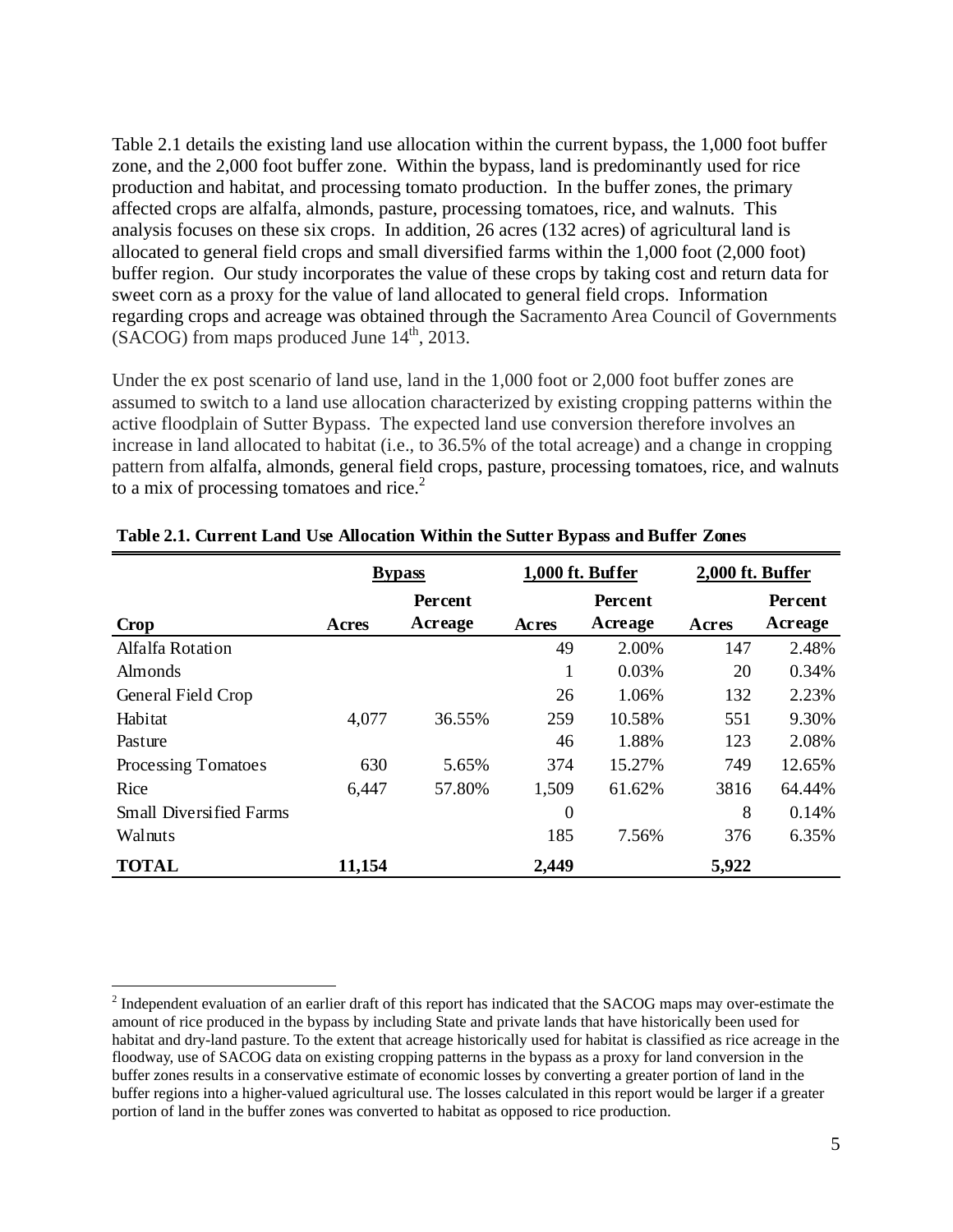Table 2.1 details the existing land use allocation within the current bypass, the 1,000 foot buffer zone, and the 2,000 foot buffer zone. Within the bypass, land is predominantly used for rice production and habitat, and processing tomato production. In the buffer zones, the primary affected crops are alfalfa, almonds, pasture, processing tomatoes, rice, and walnuts. This analysis focuses on these six crops. In addition, 26 acres (132 acres) of agricultural land is allocated to general field crops and small diversified farms within the 1,000 foot (2,000 foot) buffer region. Our study incorporates the value of these crops by taking cost and return data for sweet corn as a proxy for the value of land allocated to general field crops. Information regarding crops and acreage was obtained through the Sacramento Area Council of Governments (SACOG) from maps produced June 14th, 2013.

Under the ex post scenario of land use, land in the 1,000 foot or 2,000 foot buffer zones are assumed to switch to a land use allocation characterized by existing cropping patterns within the active floodplain of Sutter Bypass. The expected land use conversion therefore involves an increase in land allocated to habitat (i.e., to 36.5% of the total acreage) and a change in cropping pattern from alfalfa, almonds, general field crops, pasture, processing tomatoes, rice, and walnuts to a mix of processing tomatoes and rice.[2]

**Table 2.1. Current Land Use Allocation Within the Sutter Bypass and Buffer Zones**

| | Bypass | | 1,000 ft. Buffer | | 2,000 ft. Buffer | |
|---|---|---|---|---|---|---|
| Crop | Acres | Percent Acreage | Acres | Percent Acreage | Acres | Percent Acreage |
| Alfalfa Rotation | | | 49 | 2.00% | 147 | 2.48% |
| Almonds | | | 1 | 0.03% | 20 | 0.34% |
| General Field Crop | | | 26 | 1.06% | 132 | 2.23% |
| Habitat | 4,077 | 36.55% | 259 | 10.58% | 551 | 9.30% |
| Pasture | | | 46 | 1.88% | 123 | 2.08% |
| Processing Tomatoes | 630 | 5.65% | 374 | 15.27% | 749 | 12.65% |
| Rice | 6,447 | 57.80% | 1,509 | 61.62% | 3816 | 64.44% |
| Small Diversified Farms | | | 0 | | 8 | 0.14% |
| Walnuts | | | 185 | 7.56% | 376 | 6.35% |
| **TOTAL** | **11,154** | | **2,449** | | **5,922** | |

[2] Independent evaluation of an earlier draft of this report has indicated that the SACOG maps may over-estimate the amount of rice produced in the bypass by including State and private lands that have historically been used for habitat and dry-land pasture. To the extent that acreage historically used for habitat is classified as rice acreage in the floodway, use of SACOG data on existing cropping patterns in the bypass as a proxy for land conversion in the buffer zones results in a conservative estimate of economic losses by converting a greater portion of land in the buffer regions into a higher-valued agricultural use. The losses calculated in this report would be larger if a greater portion of land in the buffer zones was converted to habitat as opposed to rice production.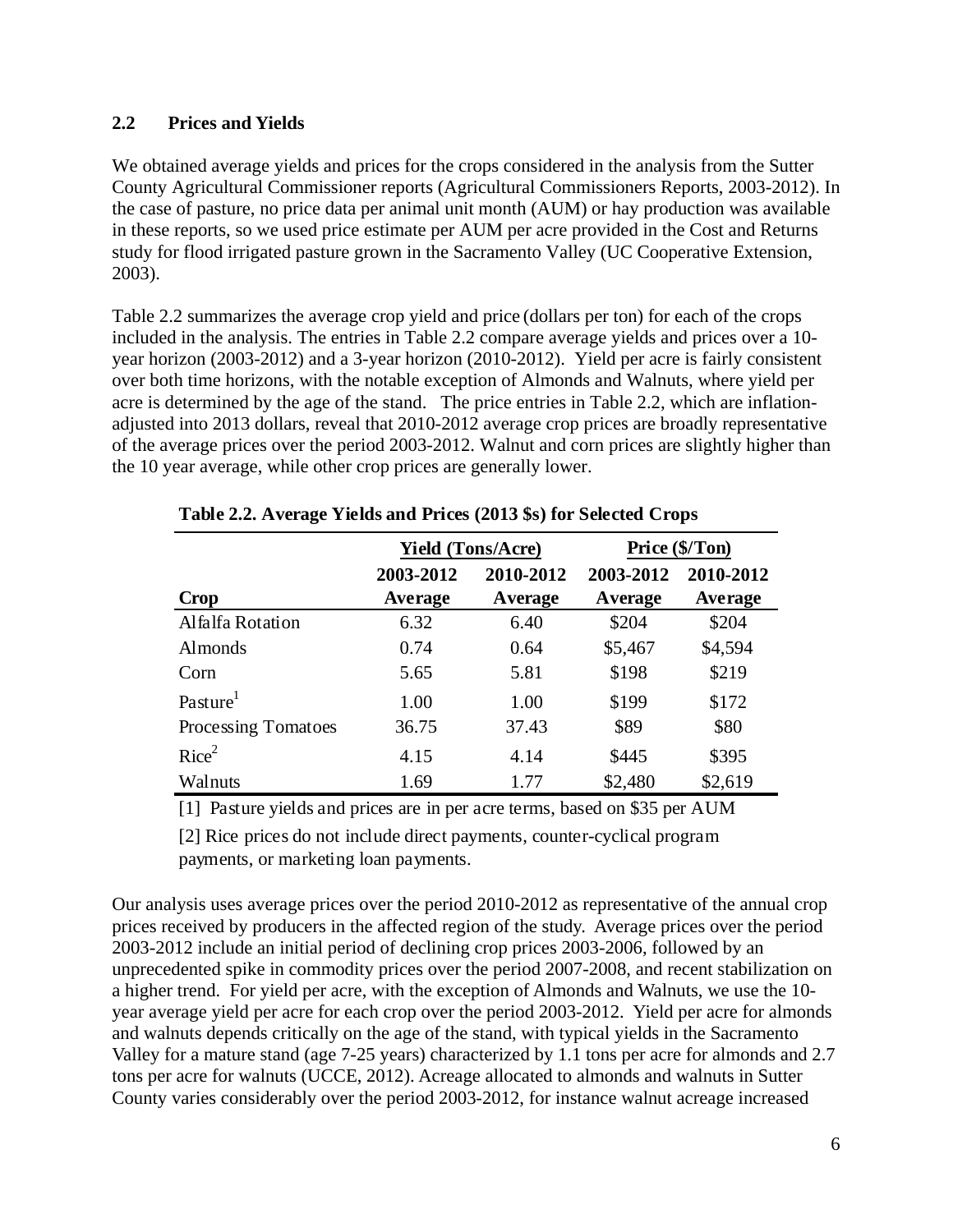### 2.2 Prices and Yields

We obtained average yields and prices for the crops considered in the analysis from the Sutter County Agricultural Commissioner reports (Agricultural Commissioners Reports, 2003-2012). In the case of pasture, no price data per animal unit month (AUM) or hay production was available in these reports, so we used price estimate per AUM per acre provided in the Cost and Returns study for flood irrigated pasture grown in the Sacramento Valley (UC Cooperative Extension, 2003).

Table 2.2 summarizes the average crop yield and price (dollars per ton) for each of the crops included in the analysis. The entries in Table 2.2 compare average yields and prices over a 10-year horizon (2003-2012) and a 3-year horizon (2010-2012). Yield per acre is fairly consistent over both time horizons, with the notable exception of Almonds and Walnuts, where yield per acre is determined by the age of the stand. The price entries in Table 2.2, which are inflation-adjusted into 2013 dollars, reveal that 2010-2012 average crop prices are broadly representative of the average prices over the period 2003-2012. Walnut and corn prices are slightly higher than the 10 year average, while other crop prices are generally lower.

**Table 2.2. Average Yields and Prices (2013 $s) for Selected Crops**

| | Yield (Tons/Acre) | | Price ($/Ton) | |
|---|---|---|---|---|
| Crop | 2003-2012 Average | 2010-2012 Average | 2003-2012 Average | 2010-2012 Average |
| Alfalfa Rotation | 6.32 | 6.40 | $204 | $204 |
| Almonds | 0.74 | 0.64 | $5,467 | $4,594 |
| Corn | 5.65 | 5.81 | $198 | $219 |
| Pasture[1] | 1.00 | 1.00 | $199 | $172 |
| Processing Tomatoes | 36.75 | 37.43 | $89 | $80 |
| Rice[2] | 4.15 | 4.14 | $445 | $395 |
| Walnuts | 1.69 | 1.77 | $2,480 | $2,619 |

[1] Pasture yields and prices are in per acre terms, based on $35 per AUM

[2] Rice prices do not include direct payments, counter-cyclical program payments, or marketing loan payments.

Our analysis uses average prices over the period 2010-2012 as representative of the annual crop prices received by producers in the affected region of the study. Average prices over the period 2003-2012 include an initial period of declining crop prices 2003-2006, followed by an unprecedented spike in commodity prices over the period 2007-2008, and recent stabilization on a higher trend. For yield per acre, with the exception of Almonds and Walnuts, we use the 10-year average yield per acre for each crop over the period 2003-2012. Yield per acre for almonds and walnuts depends critically on the age of the stand, with typical yields in the Sacramento Valley for a mature stand (age 7-25 years) characterized by 1.1 tons per acre for almonds and 2.7 tons per acre for walnuts (UCCE, 2012). Acreage allocated to almonds and walnuts in Sutter County varies considerably over the period 2003-2012, for instance walnut acreage increased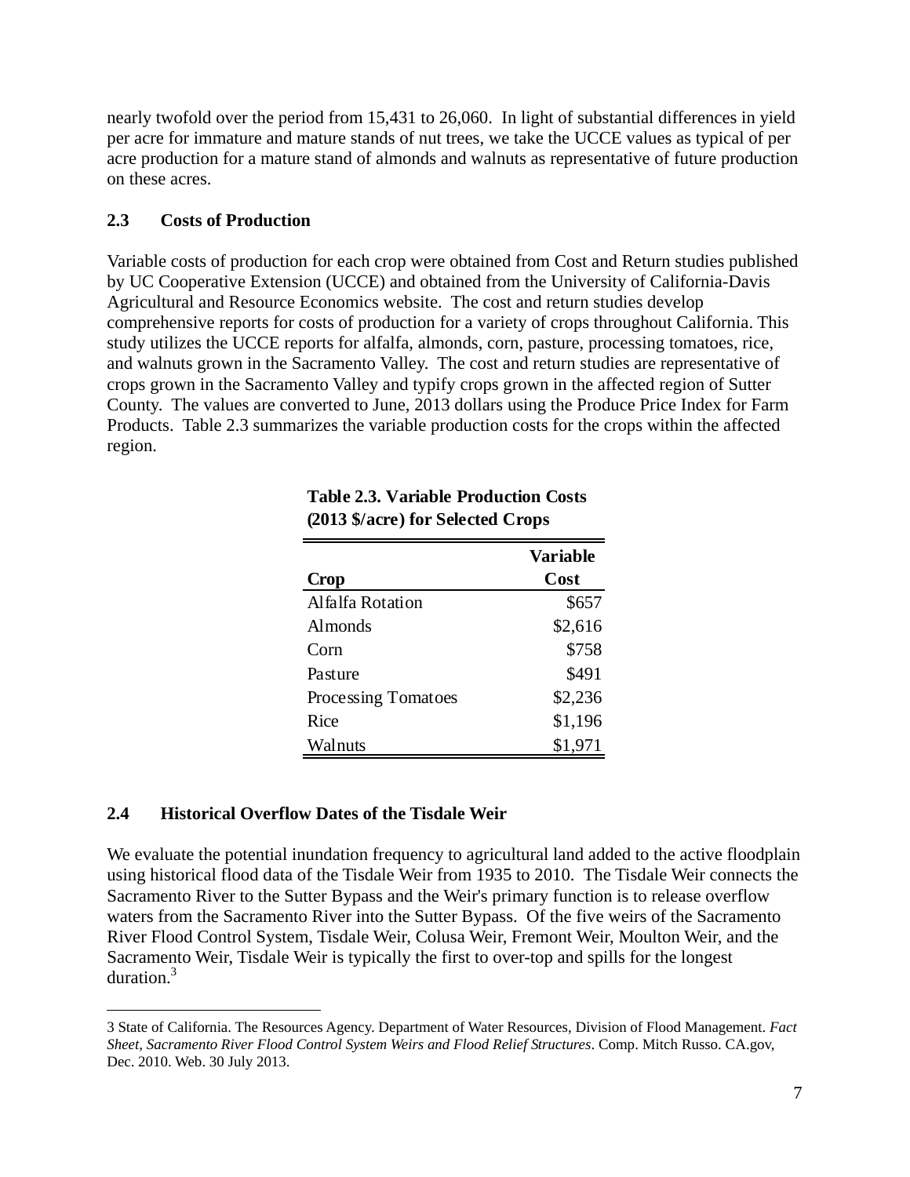nearly twofold over the period from 15,431 to 26,060. In light of substantial differences in yield per acre for immature and mature stands of nut trees, we take the UCCE values as typical of per acre production for a mature stand of almonds and walnuts as representative of future production on these acres.

### 2.3 Costs of Production

Variable costs of production for each crop were obtained from Cost and Return studies published by UC Cooperative Extension (UCCE) and obtained from the University of California-Davis Agricultural and Resource Economics website. The cost and return studies develop comprehensive reports for costs of production for a variety of crops throughout California. This study utilizes the UCCE reports for alfalfa, almonds, corn, pasture, processing tomatoes, rice, and walnuts grown in the Sacramento Valley. The cost and return studies are representative of crops grown in the Sacramento Valley and typify crops grown in the affected region of Sutter County. The values are converted to June, 2013 dollars using the Produce Price Index for Farm Products. Table 2.3 summarizes the variable production costs for the crops within the affected region.

**Table 2.3. Variable Production Costs (2013 $/acre) for Selected Crops**

| Crop | Variable Cost |
|---|---|
| Alfalfa Rotation | $657 |
| Almonds | $2,616 |
| Corn | $758 |
| Pasture | $491 |
| Processing Tomatoes | $2,236 |
| Rice | $1,196 |
| Walnuts | $1,971 |

### 2.4 Historical Overflow Dates of the Tisdale Weir

We evaluate the potential inundation frequency to agricultural land added to the active floodplain using historical flood data of the Tisdale Weir from 1935 to 2010. The Tisdale Weir connects the Sacramento River to the Sutter Bypass and the Weir's primary function is to release overflow waters from the Sacramento River into the Sutter Bypass. Of the five weirs of the Sacramento River Flood Control System, Tisdale Weir, Colusa Weir, Fremont Weir, Moulton Weir, and the Sacramento Weir, Tisdale Weir is typically the first to over-top and spills for the longest duration.[3]

---

3 State of California. The Resources Agency. Department of Water Resources, Division of Flood Management. *Fact Sheet, Sacramento River Flood Control System Weirs and Flood Relief Structures*. Comp. Mitch Russo. CA.gov, Dec. 2010. Web. 30 July 2013.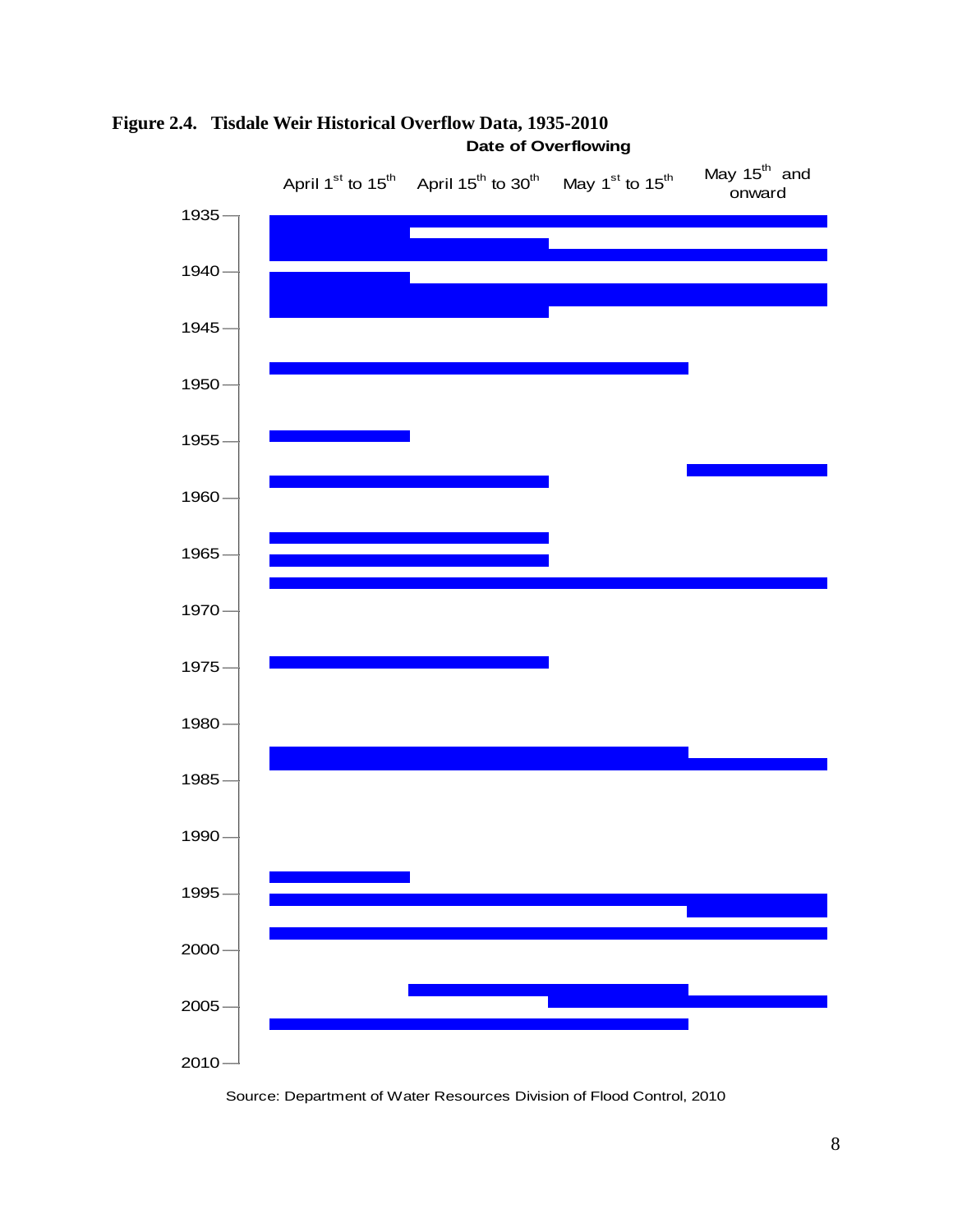**Figure 2.4. Tisdale Weir Historical Overflow Data, 1935-2010**

Date of Overflowing

April 1st to 15th | April 15th to 30th | May 1st to 15th | May 15th and onward

1935, 1940, 1945, 1950, 1955, 1960, 1965, 1970, 1975, 1980, 1985, 1990, 1995, 2000, 2005, 2010

Source: Department of Water Resources Division of Flood Control, 2010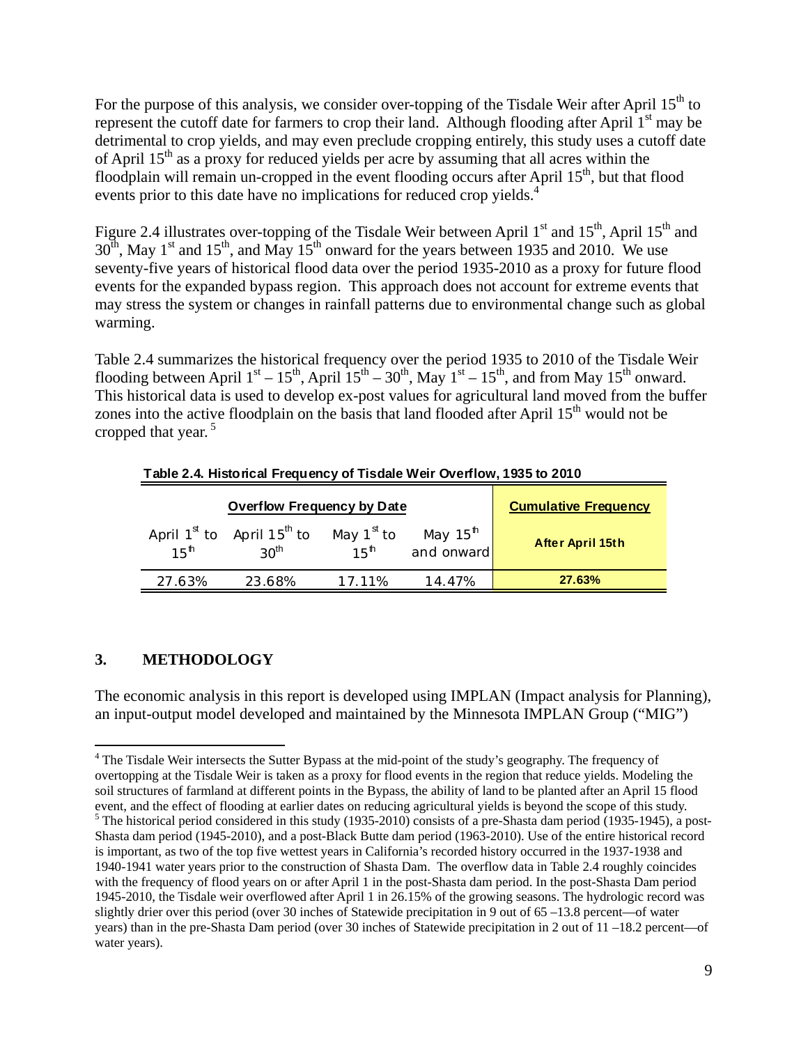For the purpose of this analysis, we consider over-topping of the Tisdale Weir after April 15th to represent the cutoff date for farmers to crop their land. Although flooding after April 1st may be detrimental to crop yields, and may even preclude cropping entirely, this study uses a cutoff date of April 15th as a proxy for reduced yields per acre by assuming that all acres within the floodplain will remain un-cropped in the event flooding occurs after April 15th, but that flood events prior to this date have no implications for reduced crop yields.[4]

Figure 2.4 illustrates over-topping of the Tisdale Weir between April 1st and 15th, April 15th and 30th, May 1st and 15th, and May 15th onward for the years between 1935 and 2010. We use seventy-five years of historical flood data over the period 1935-2010 as a proxy for future flood events for the expanded bypass region. This approach does not account for extreme events that may stress the system or changes in rainfall patterns due to environmental change such as global warming.

Table 2.4 summarizes the historical frequency over the period 1935 to 2010 of the Tisdale Weir flooding between April 1st – 15th, April 15th – 30th, May 1st – 15th, and from May 15th onward. This historical data is used to develop ex-post values for agricultural land moved from the buffer zones into the active floodplain on the basis that land flooded after April 15th would not be cropped that year.[5]

**Table 2.4. Historical Frequency of Tisdale Weir Overflow, 1935 to 2010**

| Overflow Frequency by Date | | | | Cumulative Frequency |
|---|---|---|---|---|
| April 1st to 15th | April 15th to 30th | May 1st to 15th | May 15th and onward | After April 15th |
| 27.63% | 23.68% | 17.11% | 14.47% | 27.63% |

## 3. METHODOLOGY

The economic analysis in this report is developed using IMPLAN (Impact analysis for Planning), an input-output model developed and maintained by the Minnesota IMPLAN Group ("MIG")

---

[4] The Tisdale Weir intersects the Sutter Bypass at the mid-point of the study's geography. The frequency of overtopping at the Tisdale Weir is taken as a proxy for flood events in the region that reduce yields. Modeling the soil structures of farmland at different points in the Bypass, the ability of land to be planted after an April 15 flood event, and the effect of flooding at earlier dates on reducing agricultural yields is beyond the scope of this study.

[5] The historical period considered in this study (1935-2010) consists of a pre-Shasta dam period (1935-1945), a post-Shasta dam period (1945-2010), and a post-Black Butte dam period (1963-2010). Use of the entire historical record is important, as two of the top five wettest years in California's recorded history occurred in the 1937-1938 and 1940-1941 water years prior to the construction of Shasta Dam. The overflow data in Table 2.4 roughly coincides with the frequency of flood years on or after April 1 in the post-Shasta dam period. In the post-Shasta Dam period 1945-2010, the Tisdale weir overflowed after April 1 in 26.15% of the growing seasons. The hydrologic record was slightly drier over this period (over 30 inches of Statewide precipitation in 9 out of 65 –13.8 percent—of water years) than in the pre-Shasta Dam period (over 30 inches of Statewide precipitation in 2 out of 11 –18.2 percent—of water years).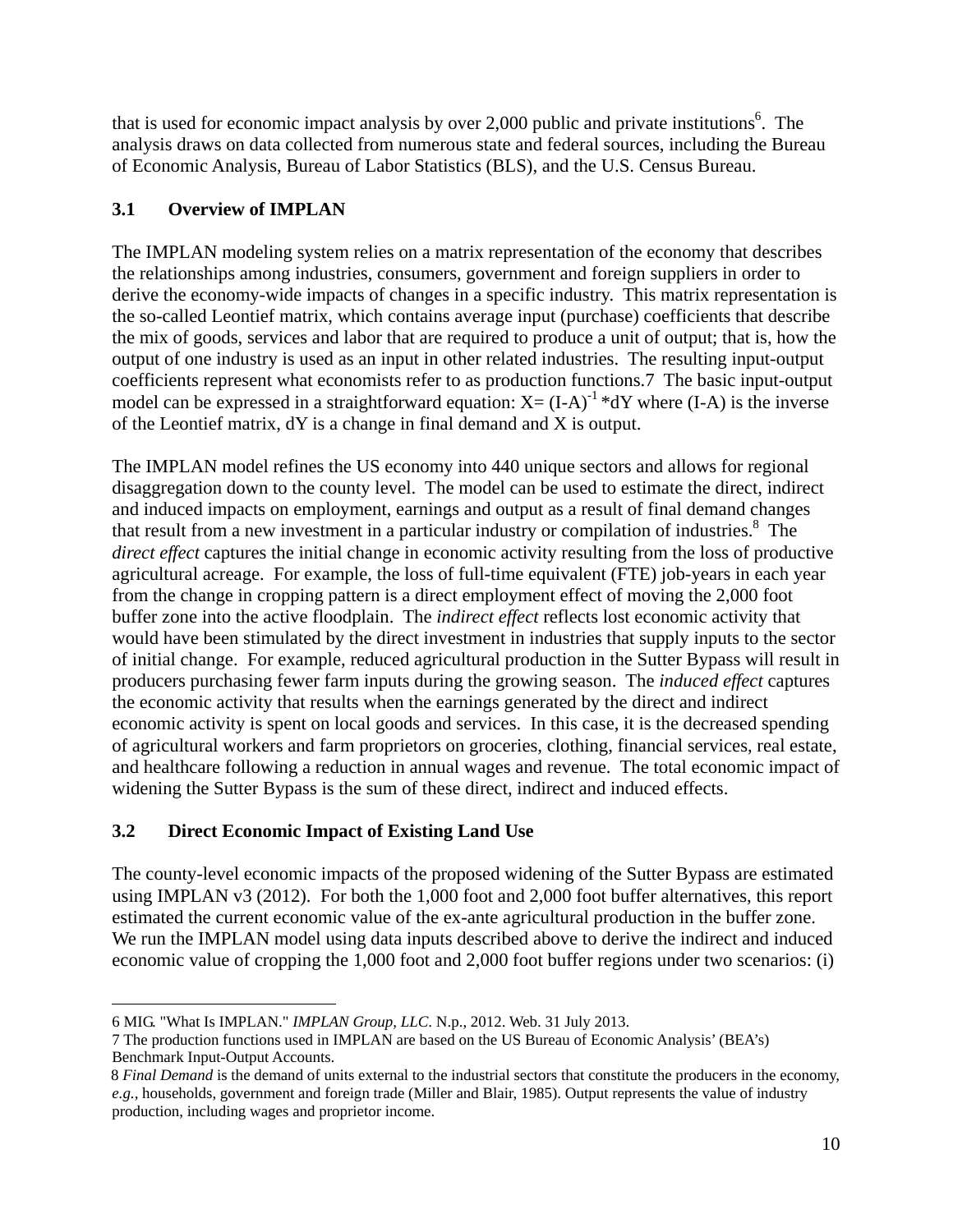that is used for economic impact analysis by over 2,000 public and private institutions[6]. The analysis draws on data collected from numerous state and federal sources, including the Bureau of Economic Analysis, Bureau of Labor Statistics (BLS), and the U.S. Census Bureau.

### 3.1 Overview of IMPLAN

The IMPLAN modeling system relies on a matrix representation of the economy that describes the relationships among industries, consumers, government and foreign suppliers in order to derive the economy-wide impacts of changes in a specific industry. This matrix representation is the so-called Leontief matrix, which contains average input (purchase) coefficients that describe the mix of goods, services and labor that are required to produce a unit of output; that is, how the output of one industry is used as an input in other related industries. The resulting input-output coefficients represent what economists refer to as production functions.7 The basic input-output model can be expressed in a straightforward equation: $X = (I-A)^{-1} * dY$ where (I-A) is the inverse of the Leontief matrix, dY is a change in final demand and X is output.

The IMPLAN model refines the US economy into 440 unique sectors and allows for regional disaggregation down to the county level. The model can be used to estimate the direct, indirect and induced impacts on employment, earnings and output as a result of final demand changes that result from a new investment in a particular industry or compilation of industries.[8] The *direct effect* captures the initial change in economic activity resulting from the loss of productive agricultural acreage. For example, the loss of full-time equivalent (FTE) job-years in each year from the change in cropping pattern is a direct employment effect of moving the 2,000 foot buffer zone into the active floodplain. The *indirect effect* reflects lost economic activity that would have been stimulated by the direct investment in industries that supply inputs to the sector of initial change. For example, reduced agricultural production in the Sutter Bypass will result in producers purchasing fewer farm inputs during the growing season. The *induced effect* captures the economic activity that results when the earnings generated by the direct and indirect economic activity is spent on local goods and services. In this case, it is the decreased spending of agricultural workers and farm proprietors on groceries, clothing, financial services, real estate, and healthcare following a reduction in annual wages and revenue. The total economic impact of widening the Sutter Bypass is the sum of these direct, indirect and induced effects.

### 3.2 Direct Economic Impact of Existing Land Use

The county-level economic impacts of the proposed widening of the Sutter Bypass are estimated using IMPLAN v3 (2012). For both the 1,000 foot and 2,000 foot buffer alternatives, this report estimated the current economic value of the ex-ante agricultural production in the buffer zone. We run the IMPLAN model using data inputs described above to derive the indirect and induced economic value of cropping the 1,000 foot and 2,000 foot buffer regions under two scenarios: (i)

---

6 MIG. "What Is IMPLAN." *IMPLAN Group, LLC*. N.p., 2012. Web. 31 July 2013.

7 The production functions used in IMPLAN are based on the US Bureau of Economic Analysis' (BEA's) Benchmark Input-Output Accounts.

8 *Final Demand* is the demand of units external to the industrial sectors that constitute the producers in the economy, *e.g.,* households, government and foreign trade (Miller and Blair, 1985). Output represents the value of industry production, including wages and proprietor income.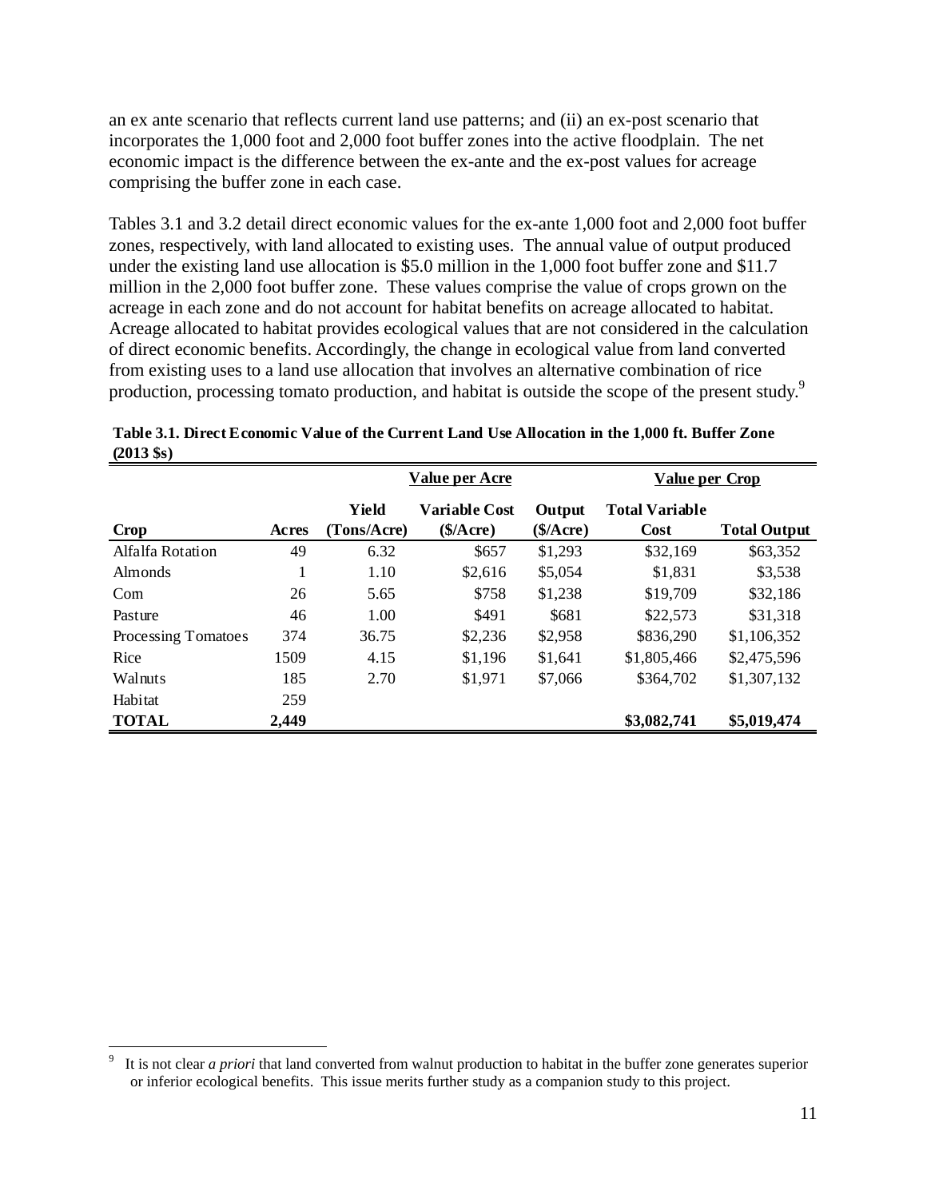an ex ante scenario that reflects current land use patterns; and (ii) an ex-post scenario that incorporates the 1,000 foot and 2,000 foot buffer zones into the active floodplain. The net economic impact is the difference between the ex-ante and the ex-post values for acreage comprising the buffer zone in each case.

Tables 3.1 and 3.2 detail direct economic values for the ex-ante 1,000 foot and 2,000 foot buffer zones, respectively, with land allocated to existing uses. The annual value of output produced under the existing land use allocation is $5.0 million in the 1,000 foot buffer zone and $11.7 million in the 2,000 foot buffer zone. These values comprise the value of crops grown on the acreage in each zone and do not account for habitat benefits on acreage allocated to habitat. Acreage allocated to habitat provides ecological values that are not considered in the calculation of direct economic benefits. Accordingly, the change in ecological value from land converted from existing uses to a land use allocation that involves an alternative combination of rice production, processing tomato production, and habitat is outside the scope of the present study.[9]

**Table 3.1. Direct Economic Value of the Current Land Use Allocation in the 1,000 ft. Buffer Zone (2013 $s)**

| | | Value per Acre | | | Value per Crop | |
|---|---|---|---|---|---|---|
| **Crop** | **Acres** | **Yield (Tons/Acre)** | **Variable Cost ($/Acre)** | **Output ($/Acre)** | **Total Variable Cost** | **Total Output** |
| Alfalfa Rotation | 49 | 6.32 | $657 | $1,293 | $32,169 | $63,352 |
| Almonds | 1 | 1.10 | $2,616 | $5,054 | $1,831 | $3,538 |
| Corn | 26 | 5.65 | $758 | $1,238 | $19,709 | $32,186 |
| Pasture | 46 | 1.00 | $491 | $681 | $22,573 | $31,318 |
| Processing Tomatoes | 374 | 36.75 | $2,236 | $2,958 | $836,290 | $1,106,352 |
| Rice | 1509 | 4.15 | $1,196 | $1,641 | $1,805,466 | $2,475,596 |
| Walnuts | 185 | 2.70 | $1,971 | $7,066 | $364,702 | $1,307,132 |
| Habitat | 259 | | | | | |
| **TOTAL** | **2,449** | | | | **$3,082,741** | **$5,019,474** |

[9] It is not clear *a priori* that land converted from walnut production to habitat in the buffer zone generates superior or inferior ecological benefits. This issue merits further study as a companion study to this project.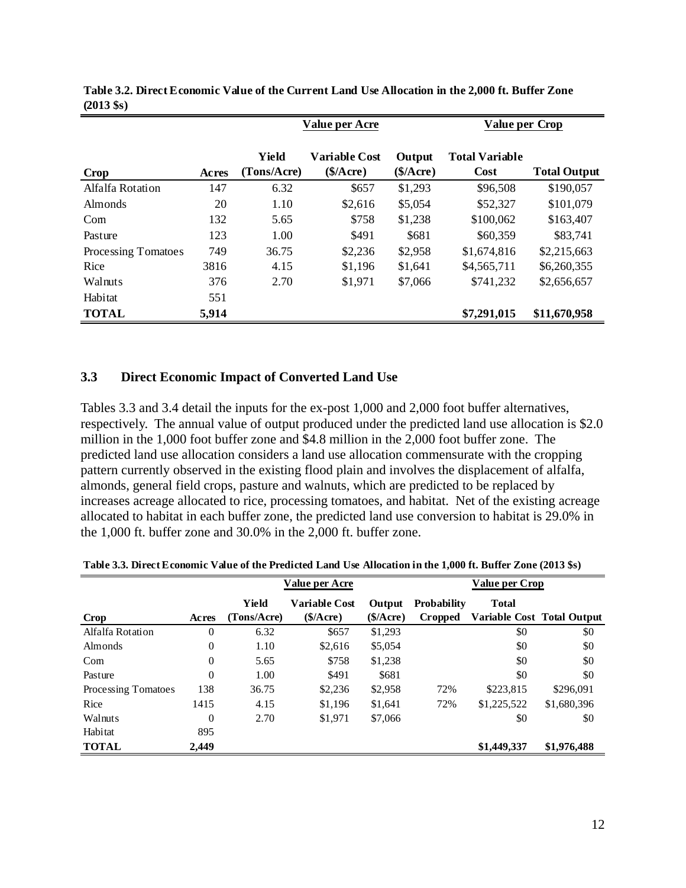**Table 3.2. Direct Economic Value of the Current Land Use Allocation in the 2,000 ft. Buffer Zone (2013 $s)**

| | | Value per Acre | | | Value per Crop | |
|---|---|---|---|---|---|---|
| **Crop** | **Acres** | **Yield (Tons/Acre)** | **Variable Cost ($/Acre)** | **Output ($/Acre)** | **Total Variable Cost** | **Total Output** |
| Alfalfa Rotation | 147 | 6.32 | $657 | $1,293 | $96,508 | $190,057 |
| Almonds | 20 | 1.10 | $2,616 | $5,054 | $52,327 | $101,079 |
| Corn | 132 | 5.65 | $758 | $1,238 | $100,062 | $163,407 |
| Pasture | 123 | 1.00 | $491 | $681 | $60,359 | $83,741 |
| Processing Tomatoes | 749 | 36.75 | $2,236 | $2,958 | $1,674,816 | $2,215,663 |
| Rice | 3816 | 4.15 | $1,196 | $1,641 | $4,565,711 | $6,260,355 |
| Walnuts | 376 | 2.70 | $1,971 | $7,066 | $741,232 | $2,656,657 |
| Habitat | 551 | | | | | |
| **TOTAL** | **5,914** | | | | **$7,291,015** | **$11,670,958** |

## 3.3 Direct Economic Impact of Converted Land Use

Tables 3.3 and 3.4 detail the inputs for the ex-post 1,000 and 2,000 foot buffer alternatives, respectively. The annual value of output produced under the predicted land use allocation is $2.0 million in the 1,000 foot buffer zone and $4.8 million in the 2,000 foot buffer zone. The predicted land use allocation considers a land use allocation commensurate with the cropping pattern currently observed in the existing flood plain and involves the displacement of alfalfa, almonds, general field crops, pasture and walnuts, which are predicted to be replaced by increases acreage allocated to rice, processing tomatoes, and habitat. Net of the existing acreage allocated to habitat in each buffer zone, the predicted land use conversion to habitat is 29.0% in the 1,000 ft. buffer zone and 30.0% in the 2,000 ft. buffer zone.

**Table 3.3. Direct Economic Value of the Predicted Land Use Allocation in the 1,000 ft. Buffer Zone (2013 $s)**

| | | Value per Acre | | | | Value per Crop | |
|---|---|---|---|---|---|---|---|
| **Crop** | **Acres** | **Yield (Tons/Acre)** | **Variable Cost ($/Acre)** | **Output ($/Acre)** | **Probability Cropped** | **Total Variable Cost** | **Total Output** |
| Alfalfa Rotation | 0 | 6.32 | $657 | $1,293 | | $0 | $0 |
| Almonds | 0 | 1.10 | $2,616 | $5,054 | | $0 | $0 |
| Corn | 0 | 5.65 | $758 | $1,238 | | $0 | $0 |
| Pasture | 0 | 1.00 | $491 | $681 | | $0 | $0 |
| Processing Tomatoes | 138 | 36.75 | $2,236 | $2,958 | 72% | $223,815 | $296,091 |
| Rice | 1415 | 4.15 | $1,196 | $1,641 | 72% | $1,225,522 | $1,680,396 |
| Walnuts | 0 | 2.70 | $1,971 | $7,066 | | $0 | $0 |
| Habitat | 895 | | | | | | |
| **TOTAL** | **2,449** | | | | | **$1,449,337** | **$1,976,488** |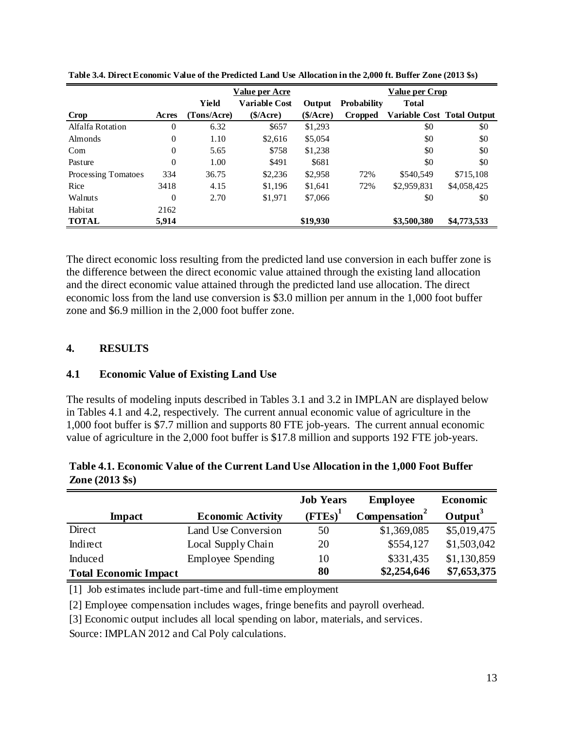**Table 3.4. Direct Economic Value of the Predicted Land Use Allocation in the 2,000 ft. Buffer Zone (2013 $s)**

| | | Value per Acre | | | | Value per Crop | |
|---|---|---|---|---|---|---|---|
| **Crop** | **Acres** | **Yield (Tons/Acre)** | **Variable Cost ($/Acre)** | **Output ($/Acre)** | **Probability Cropped** | **Total Variable Cost** | **Total Output** |
| Alfalfa Rotation | 0 | 6.32 | $657 | $1,293 | | $0 | $0 |
| Almonds | 0 | 1.10 | $2,616 | $5,054 | | $0 | $0 |
| Corn | 0 | 5.65 | $758 | $1,238 | | $0 | $0 |
| Pasture | 0 | 1.00 | $491 | $681 | | $0 | $0 |
| Processing Tomatoes | 334 | 36.75 | $2,236 | $2,958 | 72% | $540,549 | $715,108 |
| Rice | 3418 | 4.15 | $1,196 | $1,641 | 72% | $2,959,831 | $4,058,425 |
| Walnuts | 0 | 2.70 | $1,971 | $7,066 | | $0 | $0 |
| Habitat | 2162 | | | | | | |
| **TOTAL** | **5,914** | | | **$19,930** | | **$3,500,380** | **$4,773,533** |

The direct economic loss resulting from the predicted land use conversion in each buffer zone is the difference between the direct economic value attained through the existing land allocation and the direct economic value attained through the predicted land use allocation. The direct economic loss from the land use conversion is $3.0 million per annum in the 1,000 foot buffer zone and $6.9 million in the 2,000 foot buffer zone.

## 4. RESULTS

### 4.1 Economic Value of Existing Land Use

The results of modeling inputs described in Tables 3.1 and 3.2 in IMPLAN are displayed below in Tables 4.1 and 4.2, respectively. The current annual economic value of agriculture in the 1,000 foot buffer is $7.7 million and supports 80 FTE job-years. The current annual economic value of agriculture in the 2,000 foot buffer is $17.8 million and supports 192 FTE job-years.

**Table 4.1. Economic Value of the Current Land Use Allocation in the 1,000 Foot Buffer Zone (2013 $s)**

| Impact | Economic Activity | Job Years (FTEs)[1] | Employee Compensation[2] | Economic Output[3] |
|---|---|---|---|---|
| Direct | Land Use Conversion | 50 | $1,369,085 | $5,019,475 |
| Indirect | Local Supply Chain | 20 | $554,127 | $1,503,042 |
| Induced | Employee Spending | 10 | $331,435 | $1,130,859 |
| **Total Economic Impact** | | **80** | **$2,254,646** | **$7,653,375** |

[1] Job estimates include part-time and full-time employment

[2] Employee compensation includes wages, fringe benefits and payroll overhead.

[3] Economic output includes all local spending on labor, materials, and services.

Source: IMPLAN 2012 and Cal Poly calculations.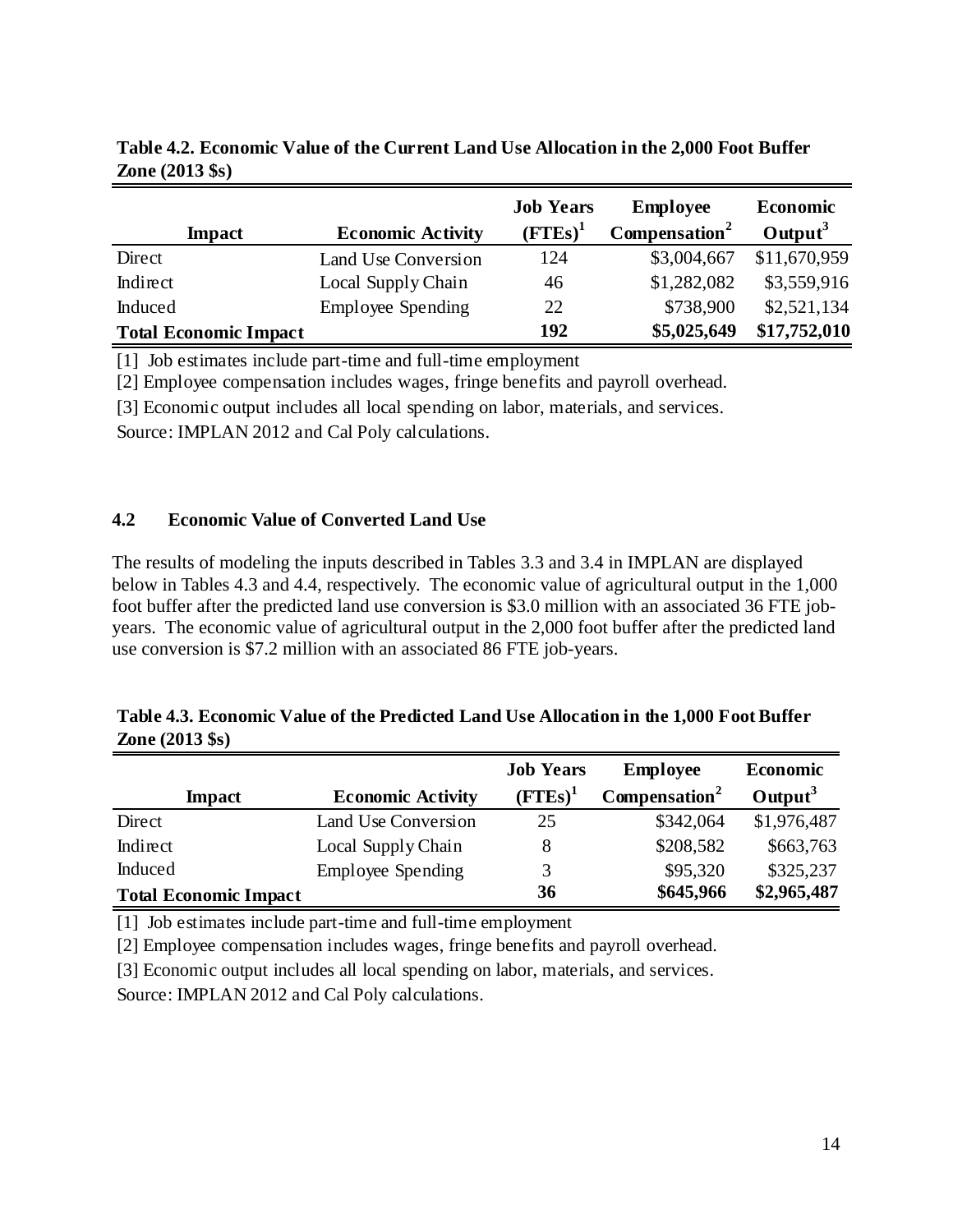**Table 4.2. Economic Value of the Current Land Use Allocation in the 2,000 Foot Buffer Zone (2013 $s)**

| Impact | Economic Activity | Job Years (FTEs)[1] | Employee Compensation[2] | Economic Output[3] |
|---|---|---|---|---|
| Direct | Land Use Conversion | 124 | $3,004,667 | $11,670,959 |
| Indirect | Local Supply Chain | 46 | $1,282,082 | $3,559,916 |
| Induced | Employee Spending | 22 | $738,900 | $2,521,134 |
| **Total Economic Impact** | | **192** | **$5,025,649** | **$17,752,010** |

[1] Job estimates include part-time and full-time employment

[2] Employee compensation includes wages, fringe benefits and payroll overhead.

[3] Economic output includes all local spending on labor, materials, and services.

Source: IMPLAN 2012 and Cal Poly calculations.

### 4.2 Economic Value of Converted Land Use

The results of modeling the inputs described in Tables 3.3 and 3.4 in IMPLAN are displayed below in Tables 4.3 and 4.4, respectively. The economic value of agricultural output in the 1,000 foot buffer after the predicted land use conversion is $3.0 million with an associated 36 FTE job-years. The economic value of agricultural output in the 2,000 foot buffer after the predicted land use conversion is $7.2 million with an associated 86 FTE job-years.

**Table 4.3. Economic Value of the Predicted Land Use Allocation in the 1,000 Foot Buffer Zone (2013 $s)**

| Impact | Economic Activity | Job Years (FTEs)[1] | Employee Compensation[2] | Economic Output[3] |
|---|---|---|---|---|
| Direct | Land Use Conversion | 25 | $342,064 | $1,976,487 |
| Indirect | Local Supply Chain | 8 | $208,582 | $663,763 |
| Induced | Employee Spending | 3 | $95,320 | $325,237 |
| **Total Economic Impact** | | **36** | **$645,966** | **$2,965,487** |

[1] Job estimates include part-time and full-time employment

[2] Employee compensation includes wages, fringe benefits and payroll overhead.

[3] Economic output includes all local spending on labor, materials, and services.

Source: IMPLAN 2012 and Cal Poly calculations.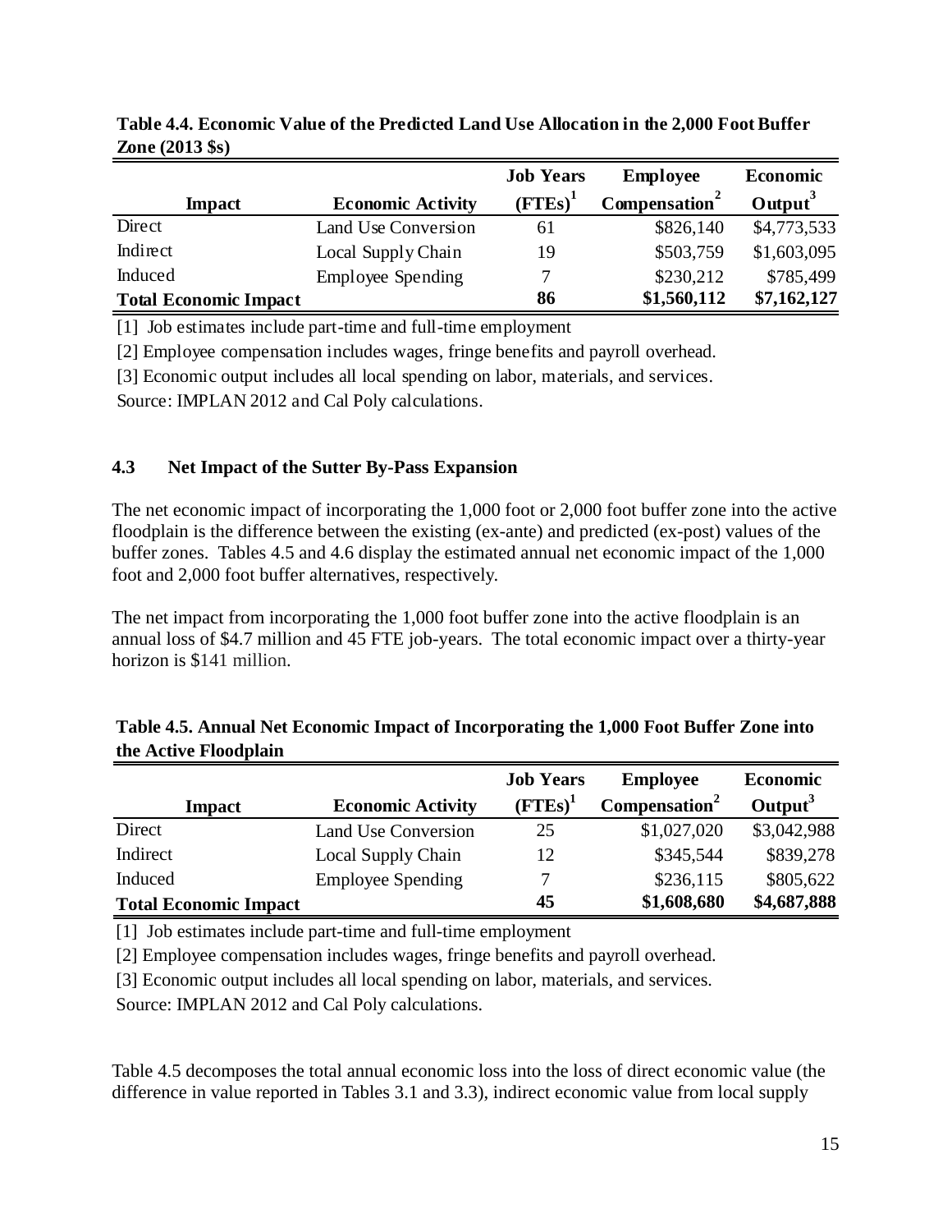**Table 4.4. Economic Value of the Predicted Land Use Allocation in the 2,000 Foot Buffer Zone (2013 $s)**

| Impact | Economic Activity | Job Years (FTEs)[1] | Employee Compensation[2] | Economic Output[3] |
|---|---|---|---|---|
| Direct | Land Use Conversion | 61 | $826,140 | $4,773,533 |
| Indirect | Local Supply Chain | 19 | $503,759 | $1,603,095 |
| Induced | Employee Spending | 7 | $230,212 | $785,499 |
| **Total Economic Impact** | | **86** | **$1,560,112** | **$7,162,127** |

[1] Job estimates include part-time and full-time employment

[2] Employee compensation includes wages, fringe benefits and payroll overhead.

[3] Economic output includes all local spending on labor, materials, and services.

Source: IMPLAN 2012 and Cal Poly calculations.

### 4.3 Net Impact of the Sutter By-Pass Expansion

The net economic impact of incorporating the 1,000 foot or 2,000 foot buffer zone into the active floodplain is the difference between the existing (ex-ante) and predicted (ex-post) values of the buffer zones. Tables 4.5 and 4.6 display the estimated annual net economic impact of the 1,000 foot and 2,000 foot buffer alternatives, respectively.

The net impact from incorporating the 1,000 foot buffer zone into the active floodplain is an annual loss of $4.7 million and 45 FTE job-years. The total economic impact over a thirty-year horizon is $141 million.

**Table 4.5. Annual Net Economic Impact of Incorporating the 1,000 Foot Buffer Zone into the Active Floodplain**

| Impact | Economic Activity | Job Years (FTEs)[1] | Employee Compensation[2] | Economic Output[3] |
|---|---|---|---|---|
| Direct | Land Use Conversion | 25 | $1,027,020 | $3,042,988 |
| Indirect | Local Supply Chain | 12 | $345,544 | $839,278 |
| Induced | Employee Spending | 7 | $236,115 | $805,622 |
| **Total Economic Impact** | | **45** | **$1,608,680** | **$4,687,888** |

[1] Job estimates include part-time and full-time employment

[2] Employee compensation includes wages, fringe benefits and payroll overhead.

[3] Economic output includes all local spending on labor, materials, and services.

Source: IMPLAN 2012 and Cal Poly calculations.

Table 4.5 decomposes the total annual economic loss into the loss of direct economic value (the difference in value reported in Tables 3.1 and 3.3), indirect economic value from local supply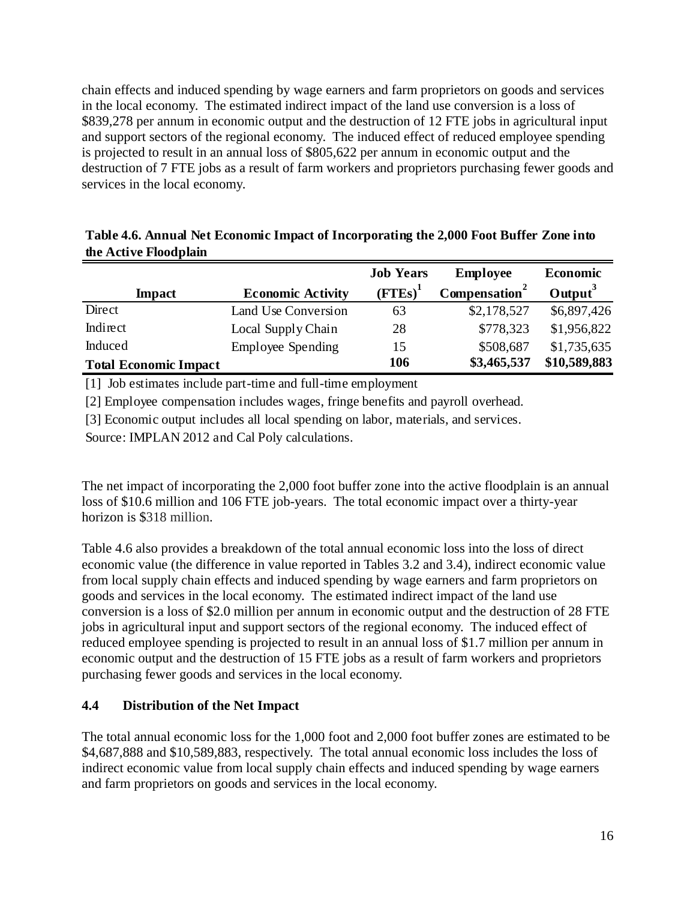chain effects and induced spending by wage earners and farm proprietors on goods and services in the local economy. The estimated indirect impact of the land use conversion is a loss of $839,278 per annum in economic output and the destruction of 12 FTE jobs in agricultural input and support sectors of the regional economy. The induced effect of reduced employee spending is projected to result in an annual loss of $805,622 per annum in economic output and the destruction of 7 FTE jobs as a result of farm workers and proprietors purchasing fewer goods and services in the local economy.

**Table 4.6. Annual Net Economic Impact of Incorporating the 2,000 Foot Buffer Zone into the Active Floodplain**

| Impact | Economic Activity | Job Years (FTEs)[1] | Employee Compensation[2] | Economic Output[3] |
|---|---|---|---|---|
| Direct | Land Use Conversion | 63 | $2,178,527 | $6,897,426 |
| Indirect | Local Supply Chain | 28 | $778,323 | $1,956,822 |
| Induced | Employee Spending | 15 | $508,687 | $1,735,635 |
| **Total Economic Impact** | | **106** | **$3,465,537** | **$10,589,883** |

[1] Job estimates include part-time and full-time employment

[2] Employee compensation includes wages, fringe benefits and payroll overhead.

[3] Economic output includes all local spending on labor, materials, and services.

Source: IMPLAN 2012 and Cal Poly calculations.

The net impact of incorporating the 2,000 foot buffer zone into the active floodplain is an annual loss of $10.6 million and 106 FTE job-years. The total economic impact over a thirty-year horizon is $318 million.

Table 4.6 also provides a breakdown of the total annual economic loss into the loss of direct economic value (the difference in value reported in Tables 3.2 and 3.4), indirect economic value from local supply chain effects and induced spending by wage earners and farm proprietors on goods and services in the local economy. The estimated indirect impact of the land use conversion is a loss of $2.0 million per annum in economic output and the destruction of 28 FTE jobs in agricultural input and support sectors of the regional economy. The induced effect of reduced employee spending is projected to result in an annual loss of $1.7 million per annum in economic output and the destruction of 15 FTE jobs as a result of farm workers and proprietors purchasing fewer goods and services in the local economy.

### 4.4 Distribution of the Net Impact

The total annual economic loss for the 1,000 foot and 2,000 foot buffer zones are estimated to be $4,687,888 and $10,589,883, respectively. The total annual economic loss includes the loss of indirect economic value from local supply chain effects and induced spending by wage earners and farm proprietors on goods and services in the local economy.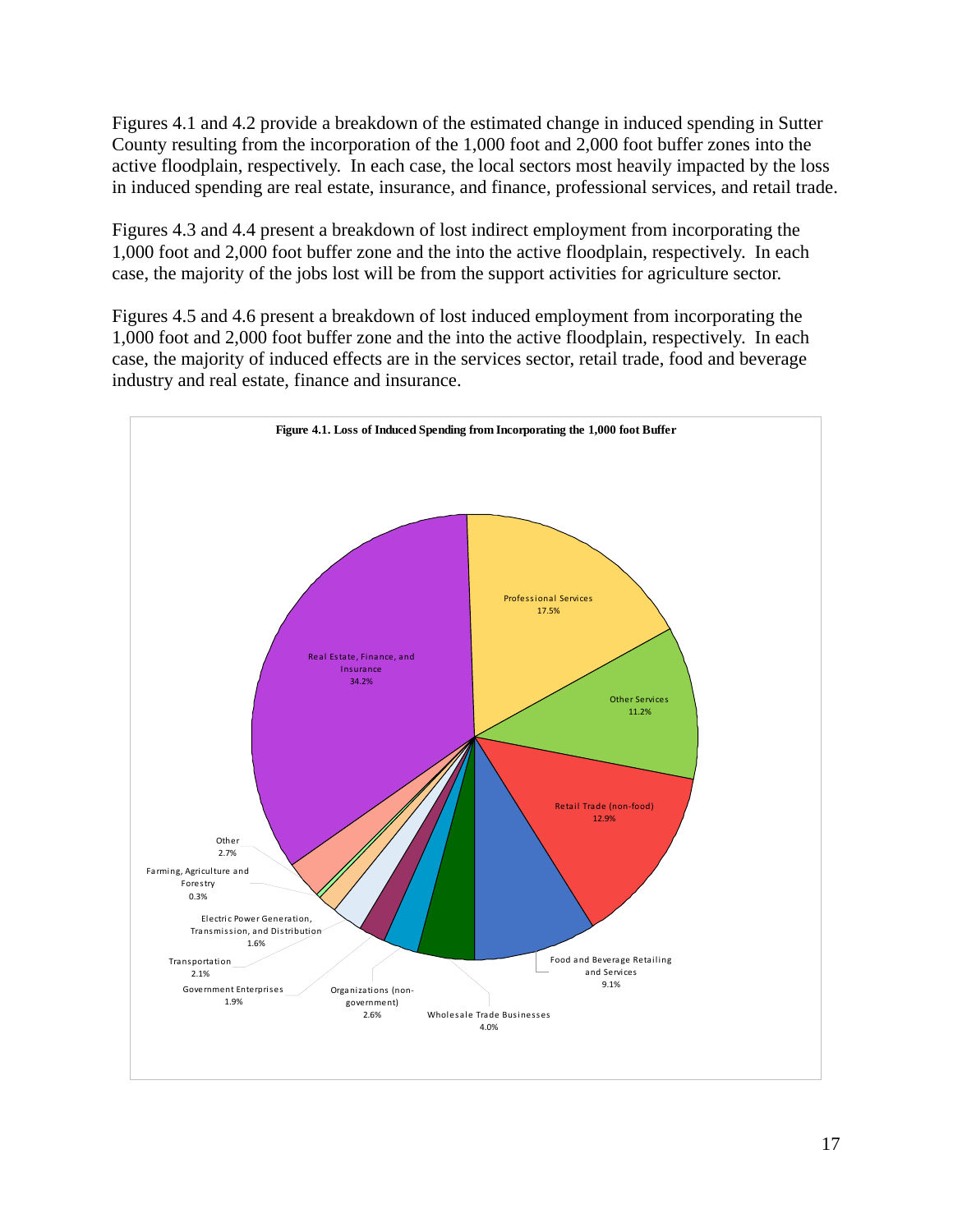Figures 4.1 and 4.2 provide a breakdown of the estimated change in induced spending in Sutter County resulting from the incorporation of the 1,000 foot and 2,000 foot buffer zones into the active floodplain, respectively. In each case, the local sectors most heavily impacted by the loss in induced spending are real estate, insurance, and finance, professional services, and retail trade.

Figures 4.3 and 4.4 present a breakdown of lost indirect employment from incorporating the 1,000 foot and 2,000 foot buffer zone and the into the active floodplain, respectively. In each case, the majority of the jobs lost will be from the support activities for agriculture sector.

Figures 4.5 and 4.6 present a breakdown of lost induced employment from incorporating the 1,000 foot and 2,000 foot buffer zone and the into the active floodplain, respectively. In each case, the majority of induced effects are in the services sector, retail trade, food and beverage industry and real estate, finance and insurance.

**Figure 4.1. Loss of Induced Spending from Incorporating the 1,000 foot Buffer**

| Sector | Share |
|---|---|
| Real Estate, Finance, and Insurance | 34.2% |
| Professional Services | 17.5% |
| Other Services | 11.2% |
| Retail Trade (non-food) | 12.9% |
| Food and Beverage Retailing and Services | 9.1% |
| Wholesale Trade Businesses | 4.0% |
| Organizations (non-government) | 2.6% |
| Government Enterprises | 1.9% |
| Transportation | 2.1% |
| Electric Power Generation, Transmission, and Distribution | 1.6% |
| Farming, Agriculture and Forestry | 0.3% |
| Other | 2.7% |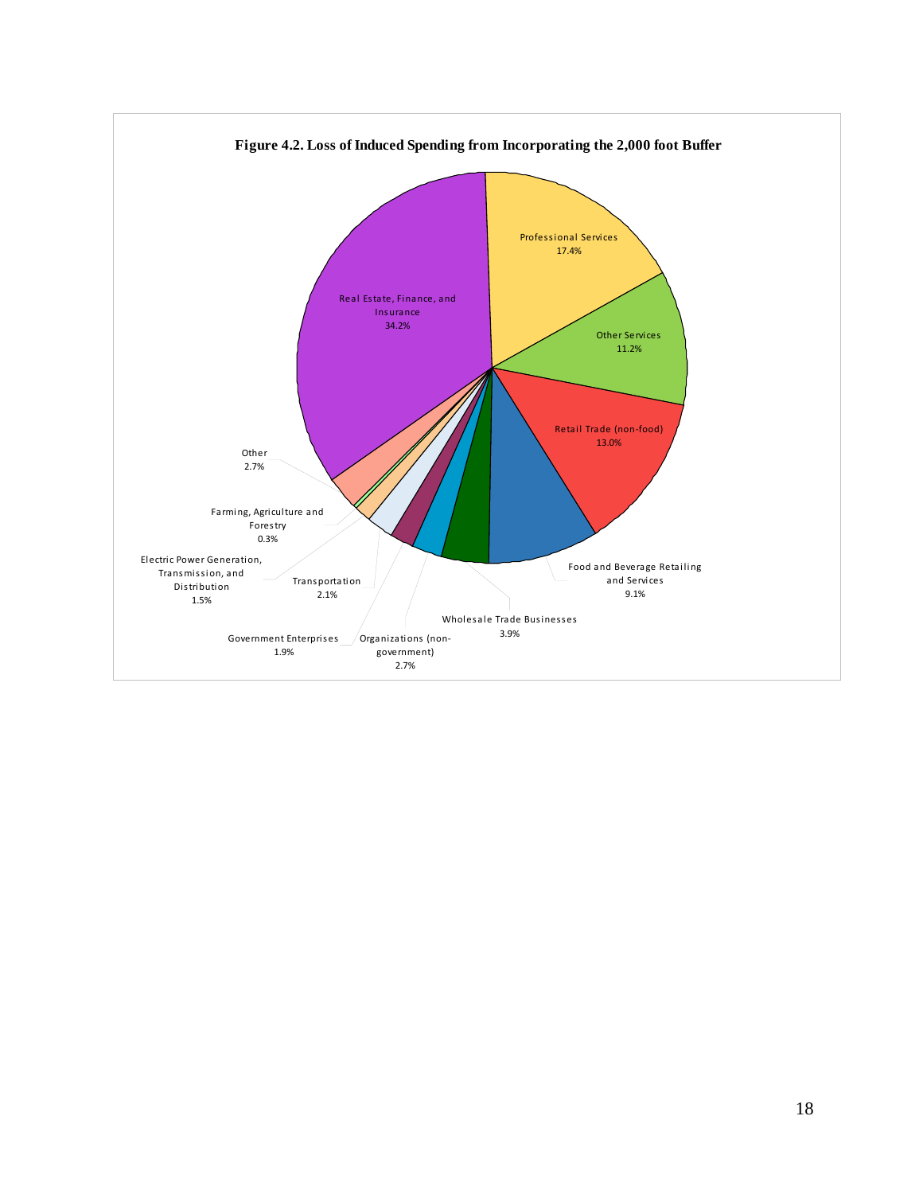**Figure 4.2. Loss of Induced Spending from Incorporating the 2,000 foot Buffer**

| Category | Share |
| --- | --- |
| Real Estate, Finance, and Insurance | 34.2% |
| Professional Services | 17.4% |
| Other Services | 11.2% |
| Retail Trade (non-food) | 13.0% |
| Food and Beverage Retailing and Services | 9.1% |
| Wholesale Trade Businesses | 3.9% |
| Organizations (non-government) | 2.7% |
| Government Enterprises | 1.9% |
| Transportation | 2.1% |
| Electric Power Generation, Transmission, and Distribution | 1.5% |
| Farming, Agriculture and Forestry | 0.3% |
| Other | 2.7% |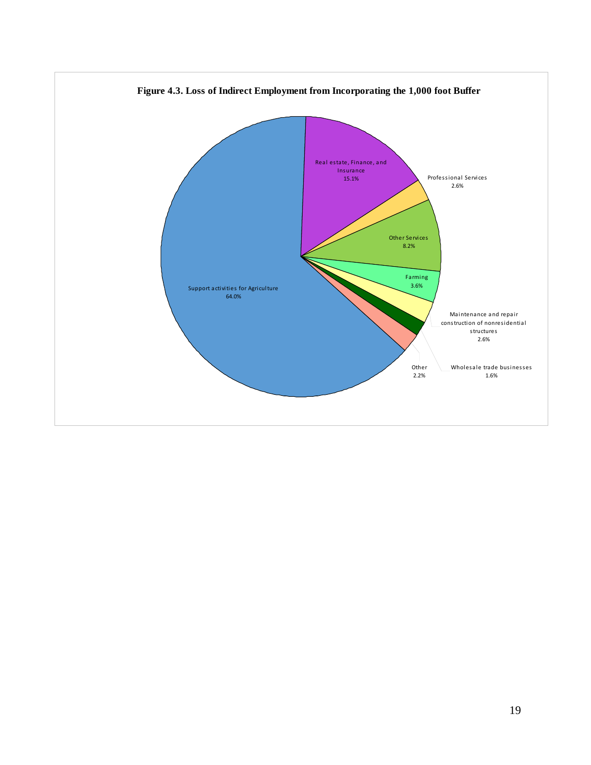**Figure 4.3. Loss of Indirect Employment from Incorporating the 1,000 foot Buffer**

Real estate, Finance, and Insurance
15.1%

Professional Services
2.6%

Other Services
8.2%

Farming
3.6%

Maintenance and repair construction of nonresidential structures
2.6%

Wholesale trade businesses
1.6%

Other
2.2%

Support activities for Agriculture
64.0%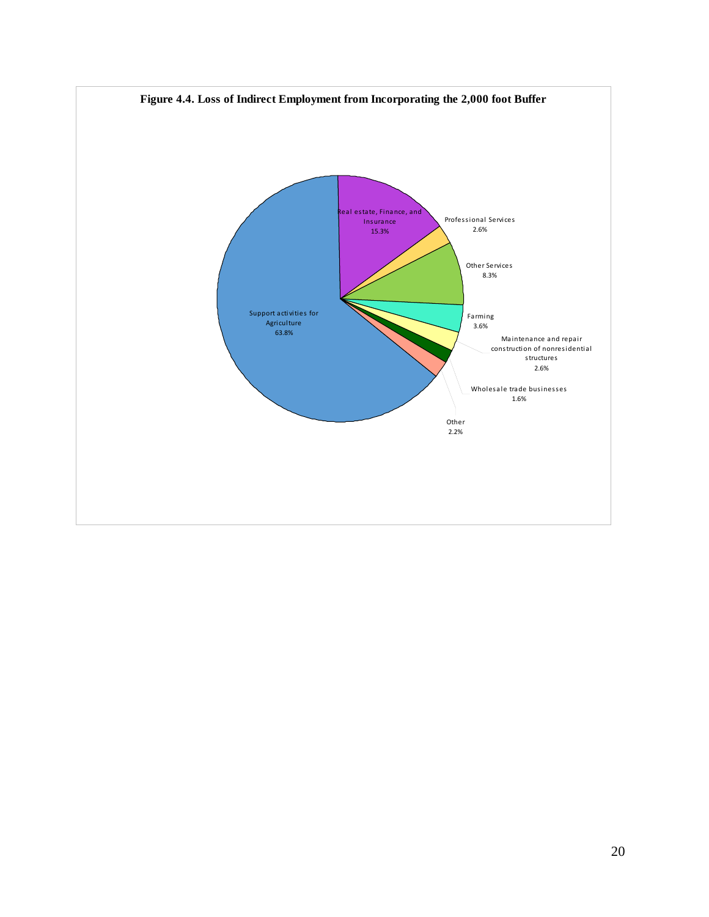**Figure 4.4. Loss of Indirect Employment from Incorporating the 2,000 foot Buffer**

Real estate, Finance, and Insurance 15.3%

Professional Services 2.6%

Other Services 8.3%

Farming 3.6%

Maintenance and repair construction of nonresidential structures 2.6%

Wholesale trade businesses 1.6%

Other 2.2%

Support activities for Agriculture 63.8%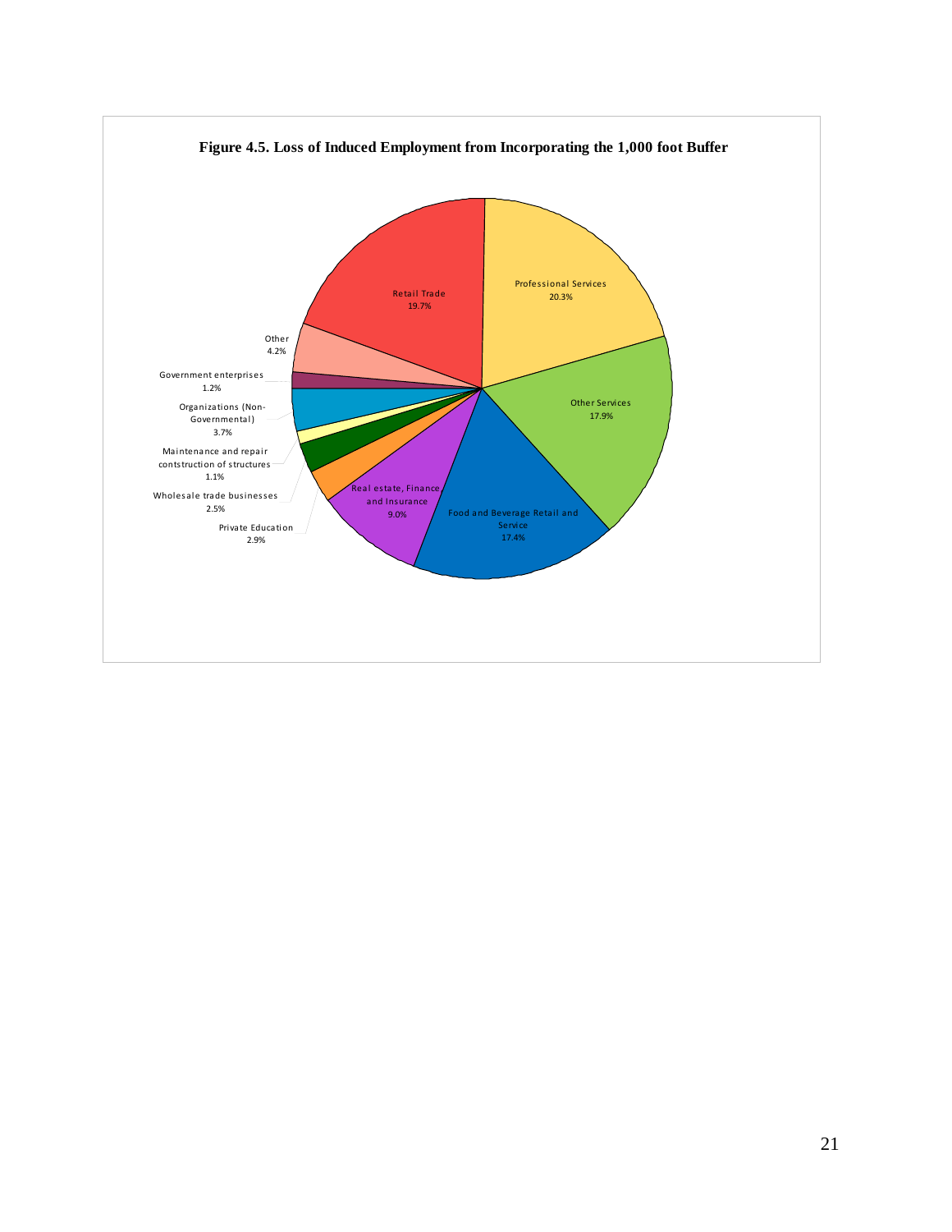**Figure 4.5. Loss of Induced Employment from Incorporating the 1,000 foot Buffer**

| Sector | Share |
| --- | --- |
| Professional Services | 20.3% |
| Retail Trade | 19.7% |
| Other Services | 17.9% |
| Food and Beverage Retail and Service | 17.4% |
| Real estate, Finance and Insurance | 9.0% |
| Other | 4.2% |
| Organizations (Non-Governmental) | 3.7% |
| Private Education | 2.9% |
| Wholesale trade businesses | 2.5% |
| Government enterprises | 1.2% |
| Maintenance and repair contstruction of structures | 1.1% |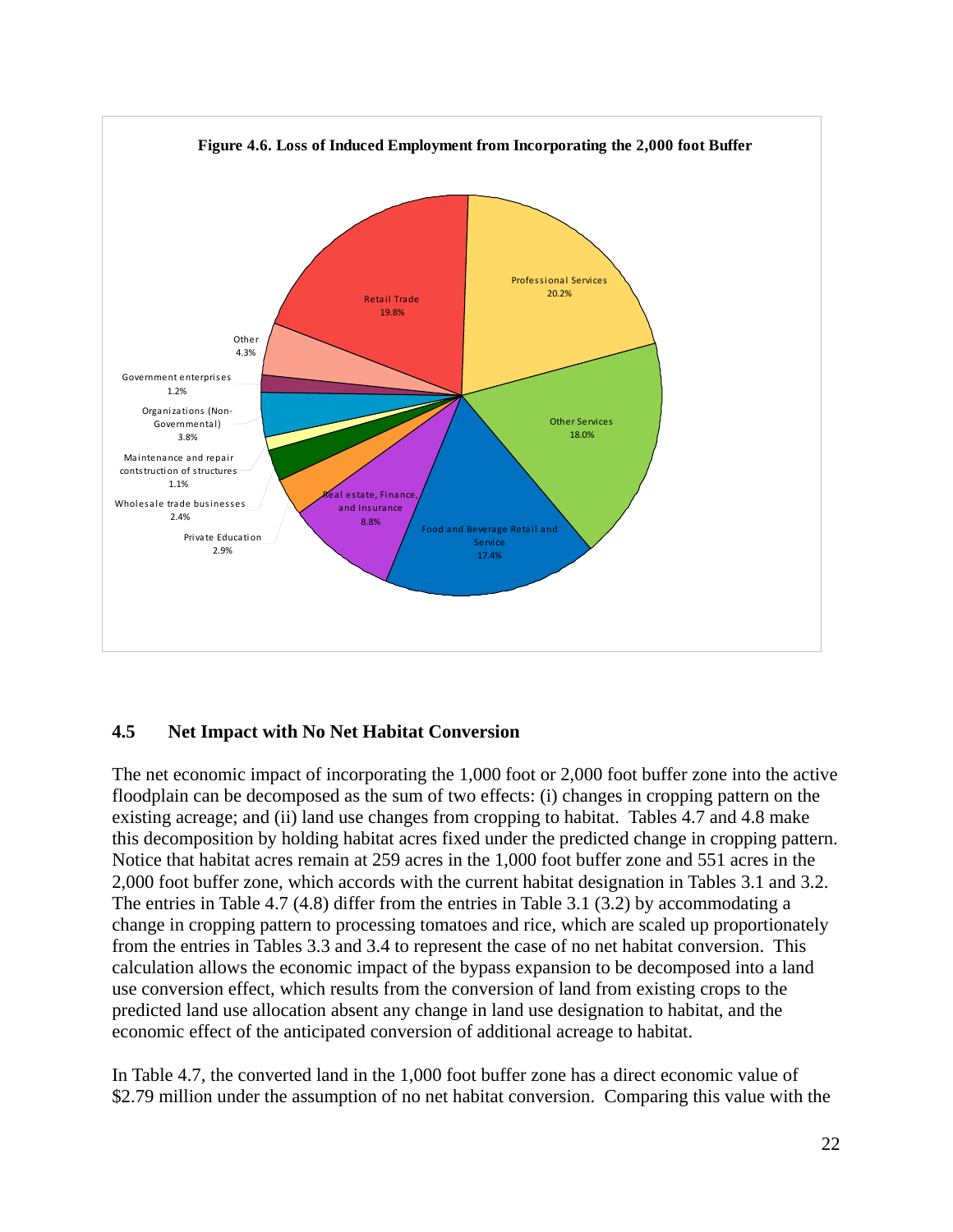**Figure 4.6. Loss of Induced Employment from Incorporating the 2,000 foot Buffer**

| Sector | Share |
|---|---|
| Professional Services | 20.2% |
| Retail Trade | 19.8% |
| Other Services | 18.0% |
| Food and Beverage Retail and Service | 17.4% |
| Real estate, Finance, and Insurance | 8.8% |
| Other | 4.3% |
| Organizations (Non-Governmental) | 3.8% |
| Private Education | 2.9% |
| Wholesale trade businesses | 2.4% |
| Government enterprises | 1.2% |
| Maintenance and repair contstruction of structures | 1.1% |

## 4.5 Net Impact with No Net Habitat Conversion

The net economic impact of incorporating the 1,000 foot or 2,000 foot buffer zone into the active floodplain can be decomposed as the sum of two effects: (i) changes in cropping pattern on the existing acreage; and (ii) land use changes from cropping to habitat. Tables 4.7 and 4.8 make this decomposition by holding habitat acres fixed under the predicted change in cropping pattern. Notice that habitat acres remain at 259 acres in the 1,000 foot buffer zone and 551 acres in the 2,000 foot buffer zone, which accords with the current habitat designation in Tables 3.1 and 3.2. The entries in Table 4.7 (4.8) differ from the entries in Table 3.1 (3.2) by accommodating a change in cropping pattern to processing tomatoes and rice, which are scaled up proportionately from the entries in Tables 3.3 and 3.4 to represent the case of no net habitat conversion. This calculation allows the economic impact of the bypass expansion to be decomposed into a land use conversion effect, which results from the conversion of land from existing crops to the predicted land use allocation absent any change in land use designation to habitat, and the economic effect of the anticipated conversion of additional acreage to habitat.

In Table 4.7, the converted land in the 1,000 foot buffer zone has a direct economic value of \$2.79 million under the assumption of no net habitat conversion. Comparing this value with the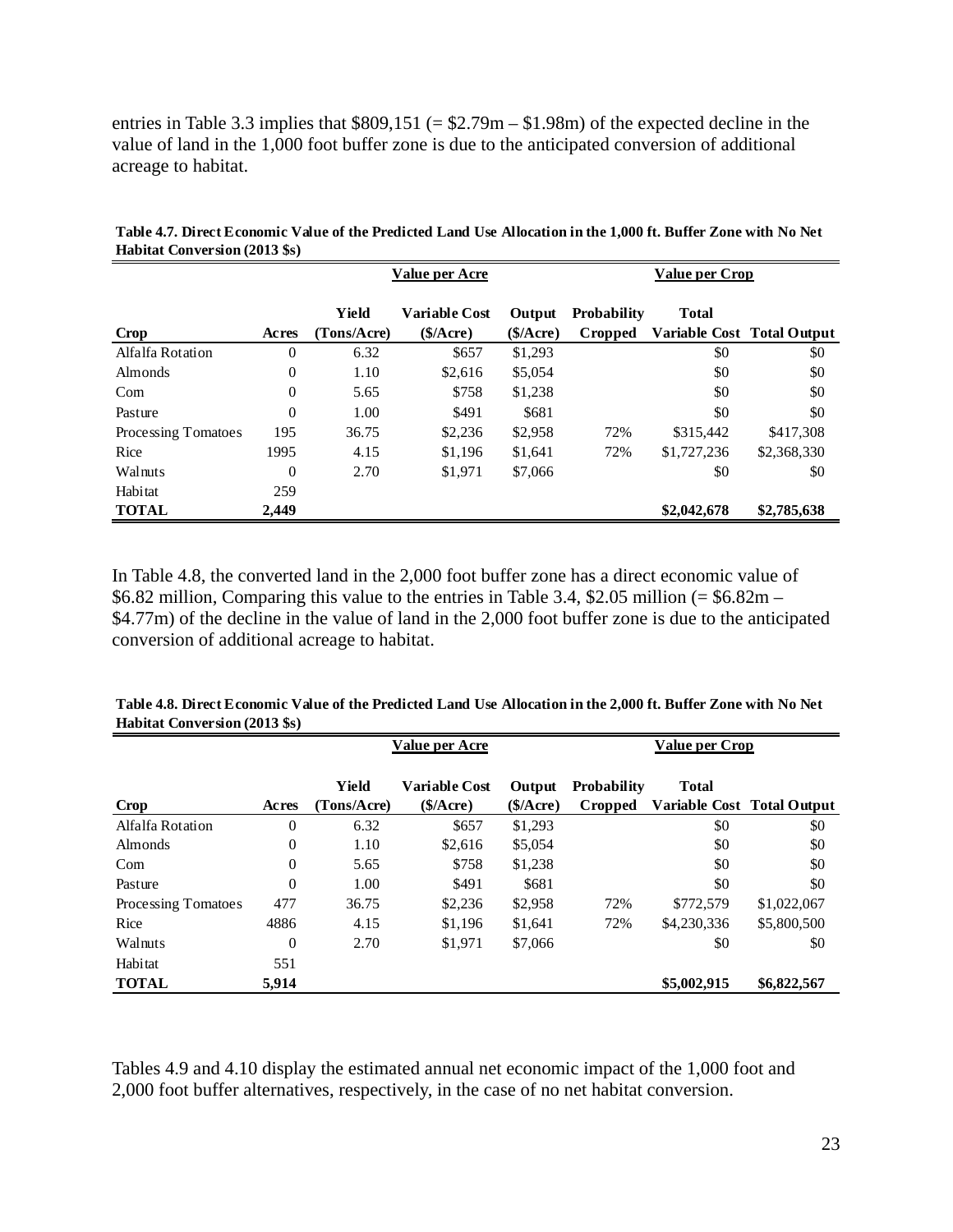entries in Table 3.3 implies that $809,151 (= $2.79m – $1.98m) of the expected decline in the value of land in the 1,000 foot buffer zone is due to the anticipated conversion of additional acreage to habitat.

**Table 4.7. Direct Economic Value of the Predicted Land Use Allocation in the 1,000 ft. Buffer Zone with No Net Habitat Conversion (2013 $s)**

| | | Value per Acre | | | | Value per Crop | |
|---|---|---|---|---|---|---|---|
| Crop | Acres | Yield (Tons/Acre) | Variable Cost ($/Acre) | Output ($/Acre) | Probability Cropped | Total Variable Cost | Total Output |
| Alfalfa Rotation | 0 | 6.32 | $657 | $1,293 | | $0 | $0 |
| Almonds | 0 | 1.10 | $2,616 | $5,054 | | $0 | $0 |
| Corn | 0 | 5.65 | $758 | $1,238 | | $0 | $0 |
| Pasture | 0 | 1.00 | $491 | $681 | | $0 | $0 |
| Processing Tomatoes | 195 | 36.75 | $2,236 | $2,958 | 72% | $315,442 | $417,308 |
| Rice | 1995 | 4.15 | $1,196 | $1,641 | 72% | $1,727,236 | $2,368,330 |
| Walnuts | 0 | 2.70 | $1,971 | $7,066 | | $0 | $0 |
| Habitat | 259 | | | | | | |
| **TOTAL** | **2,449** | | | | | **$2,042,678** | **$2,785,638** |

In Table 4.8, the converted land in the 2,000 foot buffer zone has a direct economic value of $6.82 million, Comparing this value to the entries in Table 3.4, $2.05 million (= $6.82m – $4.77m) of the decline in the value of land in the 2,000 foot buffer zone is due to the anticipated conversion of additional acreage to habitat.

**Table 4.8. Direct Economic Value of the Predicted Land Use Allocation in the 2,000 ft. Buffer Zone with No Net Habitat Conversion (2013 $s)**

| | | Value per Acre | | | | Value per Crop | |
|---|---|---|---|---|---|---|---|
| Crop | Acres | Yield (Tons/Acre) | Variable Cost ($/Acre) | Output ($/Acre) | Probability Cropped | Total Variable Cost | Total Output |
| Alfalfa Rotation | 0 | 6.32 | $657 | $1,293 | | $0 | $0 |
| Almonds | 0 | 1.10 | $2,616 | $5,054 | | $0 | $0 |
| Corn | 0 | 5.65 | $758 | $1,238 | | $0 | $0 |
| Pasture | 0 | 1.00 | $491 | $681 | | $0 | $0 |
| Processing Tomatoes | 477 | 36.75 | $2,236 | $2,958 | 72% | $772,579 | $1,022,067 |
| Rice | 4886 | 4.15 | $1,196 | $1,641 | 72% | $4,230,336 | $5,800,500 |
| Walnuts | 0 | 2.70 | $1,971 | $7,066 | | $0 | $0 |
| Habitat | 551 | | | | | | |
| **TOTAL** | **5,914** | | | | | **$5,002,915** | **$6,822,567** |

Tables 4.9 and 4.10 display the estimated annual net economic impact of the 1,000 foot and 2,000 foot buffer alternatives, respectively, in the case of no net habitat conversion.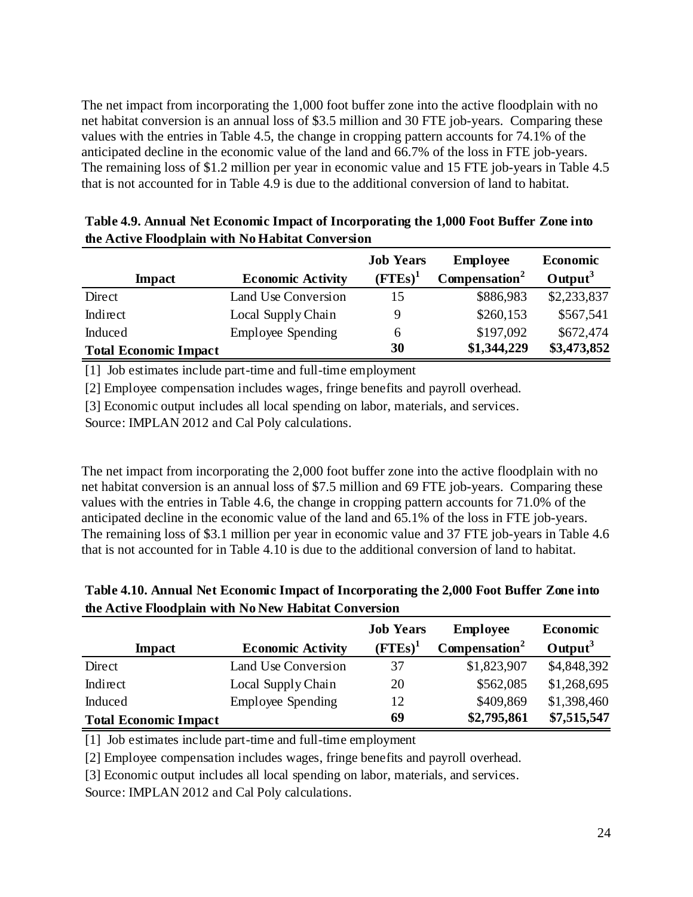The net impact from incorporating the 1,000 foot buffer zone into the active floodplain with no net habitat conversion is an annual loss of $3.5 million and 30 FTE job-years. Comparing these values with the entries in Table 4.5, the change in cropping pattern accounts for 74.1% of the anticipated decline in the economic value of the land and 66.7% of the loss in FTE job-years. The remaining loss of $1.2 million per year in economic value and 15 FTE job-years in Table 4.5 that is not accounted for in Table 4.9 is due to the additional conversion of land to habitat.

**Table 4.9. Annual Net Economic Impact of Incorporating the 1,000 Foot Buffer Zone into the Active Floodplain with No Habitat Conversion**

| Impact | Economic Activity | Job Years (FTEs)[1] | Employee Compensation[2] | Economic Output[3] |
|---|---|---|---|---|
| Direct | Land Use Conversion | 15 | $886,983 | $2,233,837 |
| Indirect | Local Supply Chain | 9 | $260,153 | $567,541 |
| Induced | Employee Spending | 6 | $197,092 | $672,474 |
| **Total Economic Impact** | | **30** | **$1,344,229** | **$3,473,852** |

[1] Job estimates include part-time and full-time employment

[2] Employee compensation includes wages, fringe benefits and payroll overhead.

[3] Economic output includes all local spending on labor, materials, and services.

Source: IMPLAN 2012 and Cal Poly calculations.

The net impact from incorporating the 2,000 foot buffer zone into the active floodplain with no net habitat conversion is an annual loss of $7.5 million and 69 FTE job-years. Comparing these values with the entries in Table 4.6, the change in cropping pattern accounts for 71.0% of the anticipated decline in the economic value of the land and 65.1% of the loss in FTE job-years. The remaining loss of $3.1 million per year in economic value and 37 FTE job-years in Table 4.6 that is not accounted for in Table 4.10 is due to the additional conversion of land to habitat.

**Table 4.10. Annual Net Economic Impact of Incorporating the 2,000 Foot Buffer Zone into the Active Floodplain with No New Habitat Conversion**

| Impact | Economic Activity | Job Years (FTEs)[1] | Employee Compensation[2] | Economic Output[3] |
|---|---|---|---|---|
| Direct | Land Use Conversion | 37 | $1,823,907 | $4,848,392 |
| Indirect | Local Supply Chain | 20 | $562,085 | $1,268,695 |
| Induced | Employee Spending | 12 | $409,869 | $1,398,460 |
| **Total Economic Impact** | | **69** | **$2,795,861** | **$7,515,547** |

[1] Job estimates include part-time and full-time employment

[2] Employee compensation includes wages, fringe benefits and payroll overhead.

[3] Economic output includes all local spending on labor, materials, and services.

Source: IMPLAN 2012 and Cal Poly calculations.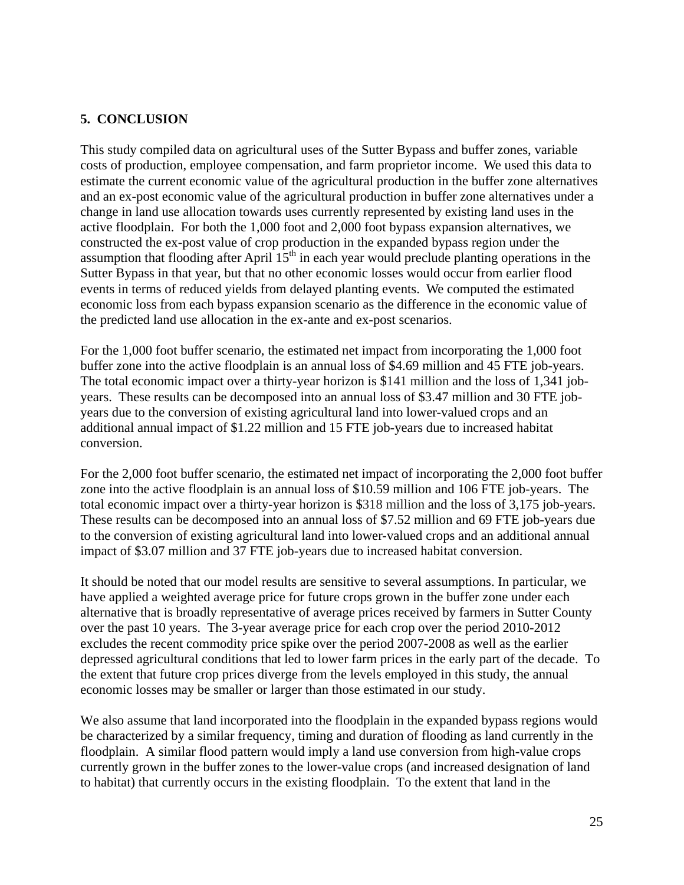## 5. CONCLUSION

This study compiled data on agricultural uses of the Sutter Bypass and buffer zones, variable costs of production, employee compensation, and farm proprietor income. We used this data to estimate the current economic value of the agricultural production in the buffer zone alternatives and an ex-post economic value of the agricultural production in buffer zone alternatives under a change in land use allocation towards uses currently represented by existing land uses in the active floodplain. For both the 1,000 foot and 2,000 foot bypass expansion alternatives, we constructed the ex-post value of crop production in the expanded bypass region under the assumption that flooding after April 15$^{th}$ in each year would preclude planting operations in the Sutter Bypass in that year, but that no other economic losses would occur from earlier flood events in terms of reduced yields from delayed planting events. We computed the estimated economic loss from each bypass expansion scenario as the difference in the economic value of the predicted land use allocation in the ex-ante and ex-post scenarios.

For the 1,000 foot buffer scenario, the estimated net impact from incorporating the 1,000 foot buffer zone into the active floodplain is an annual loss of $4.69 million and 45 FTE job-years. The total economic impact over a thirty-year horizon is $141 million and the loss of 1,341 job-years. These results can be decomposed into an annual loss of $3.47 million and 30 FTE job-years due to the conversion of existing agricultural land into lower-valued crops and an additional annual impact of $1.22 million and 15 FTE job-years due to increased habitat conversion.

For the 2,000 foot buffer scenario, the estimated net impact of incorporating the 2,000 foot buffer zone into the active floodplain is an annual loss of $10.59 million and 106 FTE job-years. The total economic impact over a thirty-year horizon is $318 million and the loss of 3,175 job-years. These results can be decomposed into an annual loss of $7.52 million and 69 FTE job-years due to the conversion of existing agricultural land into lower-valued crops and an additional annual impact of $3.07 million and 37 FTE job-years due to increased habitat conversion.

It should be noted that our model results are sensitive to several assumptions. In particular, we have applied a weighted average price for future crops grown in the buffer zone under each alternative that is broadly representative of average prices received by farmers in Sutter County over the past 10 years. The 3-year average price for each crop over the period 2010-2012 excludes the recent commodity price spike over the period 2007-2008 as well as the earlier depressed agricultural conditions that led to lower farm prices in the early part of the decade. To the extent that future crop prices diverge from the levels employed in this study, the annual economic losses may be smaller or larger than those estimated in our study.

We also assume that land incorporated into the floodplain in the expanded bypass regions would be characterized by a similar frequency, timing and duration of flooding as land currently in the floodplain. A similar flood pattern would imply a land use conversion from high-value crops currently grown in the buffer zones to the lower-value crops (and increased designation of land to habitat) that currently occurs in the existing floodplain. To the extent that land in the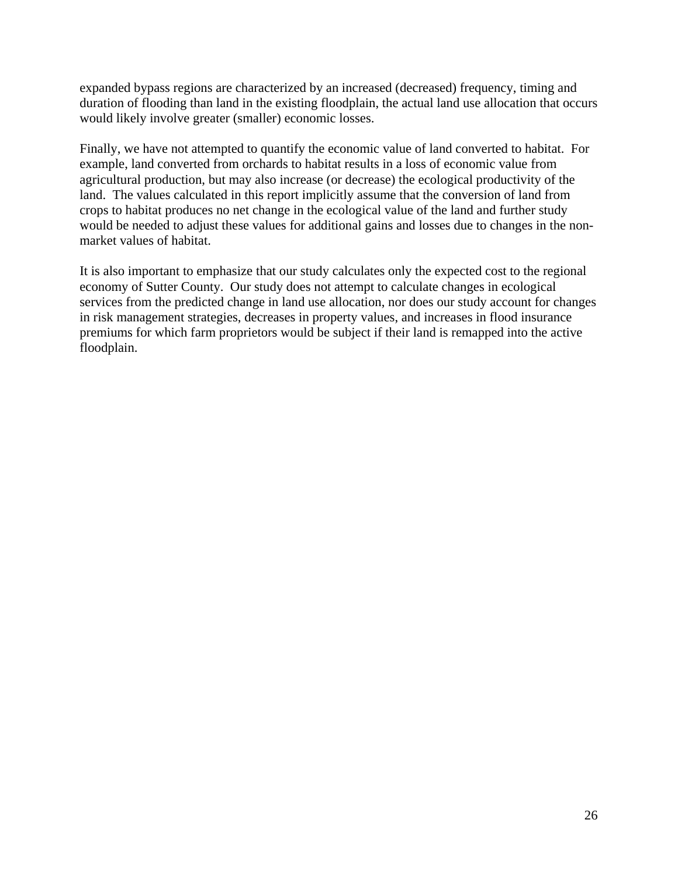expanded bypass regions are characterized by an increased (decreased) frequency, timing and duration of flooding than land in the existing floodplain, the actual land use allocation that occurs would likely involve greater (smaller) economic losses.

Finally, we have not attempted to quantify the economic value of land converted to habitat. For example, land converted from orchards to habitat results in a loss of economic value from agricultural production, but may also increase (or decrease) the ecological productivity of the land. The values calculated in this report implicitly assume that the conversion of land from crops to habitat produces no net change in the ecological value of the land and further study would be needed to adjust these values for additional gains and losses due to changes in the non-market values of habitat.

It is also important to emphasize that our study calculates only the expected cost to the regional economy of Sutter County. Our study does not attempt to calculate changes in ecological services from the predicted change in land use allocation, nor does our study account for changes in risk management strategies, decreases in property values, and increases in flood insurance premiums for which farm proprietors would be subject if their land is remapped into the active floodplain.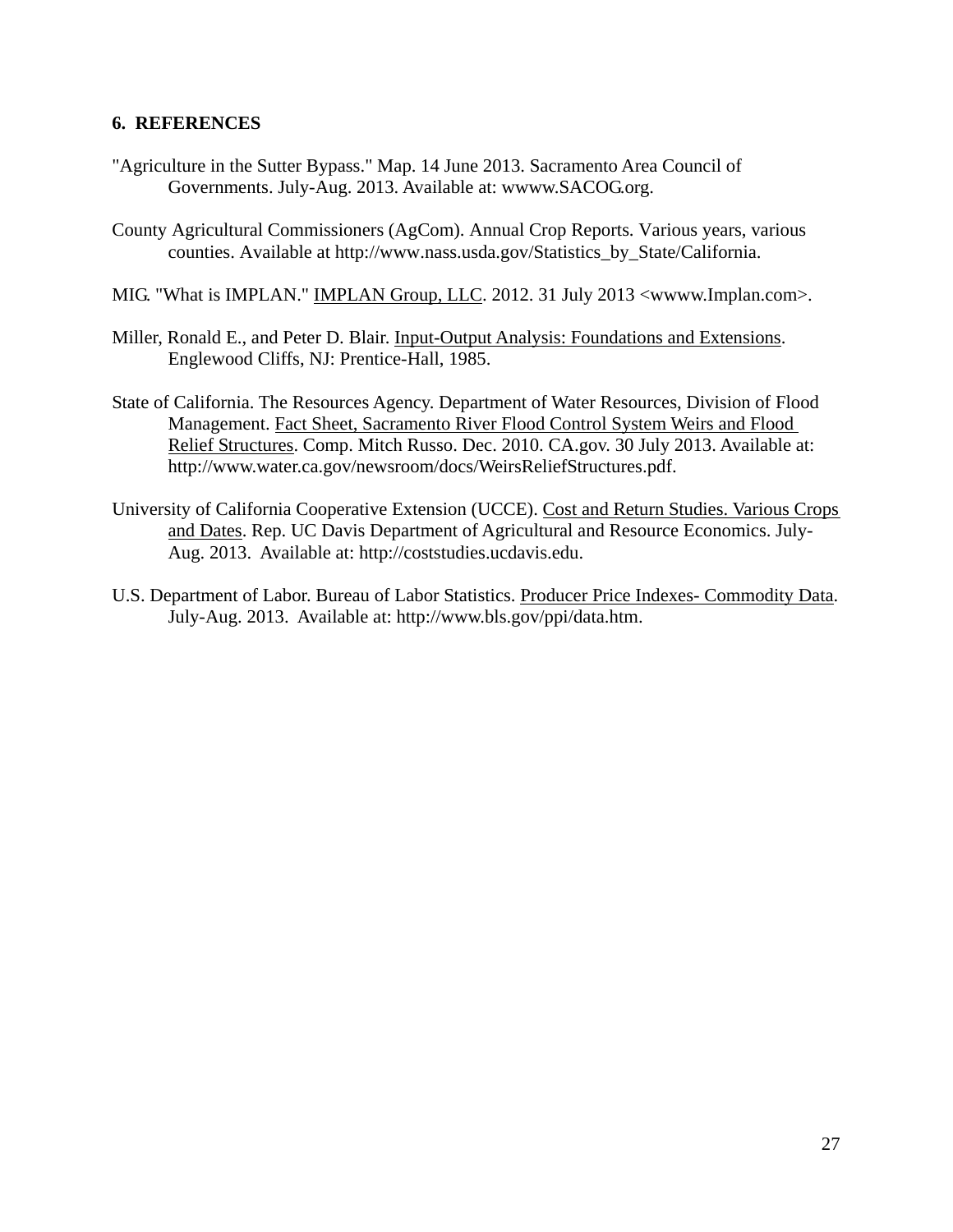## 6. REFERENCES

"Agriculture in the Sutter Bypass." Map. 14 June 2013. Sacramento Area Council of Governments. July-Aug. 2013. Available at: wwww.SACOG.org.

County Agricultural Commissioners (AgCom). Annual Crop Reports. Various years, various counties. Available at http://www.nass.usda.gov/Statistics_by_State/California.

MIG. "What is IMPLAN." IMPLAN Group, LLC. 2012. 31 July 2013 <wwww.Implan.com>.

Miller, Ronald E., and Peter D. Blair. Input-Output Analysis: Foundations and Extensions. Englewood Cliffs, NJ: Prentice-Hall, 1985.

State of California. The Resources Agency. Department of Water Resources, Division of Flood Management. Fact Sheet, Sacramento River Flood Control System Weirs and Flood Relief Structures. Comp. Mitch Russo. Dec. 2010. CA.gov. 30 July 2013. Available at: http://www.water.ca.gov/newsroom/docs/WeirsReliefStructures.pdf.

University of California Cooperative Extension (UCCE). Cost and Return Studies. Various Crops and Dates. Rep. UC Davis Department of Agricultural and Resource Economics. July-Aug. 2013. Available at: http://coststudies.ucdavis.edu.

U.S. Department of Labor. Bureau of Labor Statistics. Producer Price Indexes- Commodity Data. July-Aug. 2013. Available at: http://www.bls.gov/ppi/data.htm.